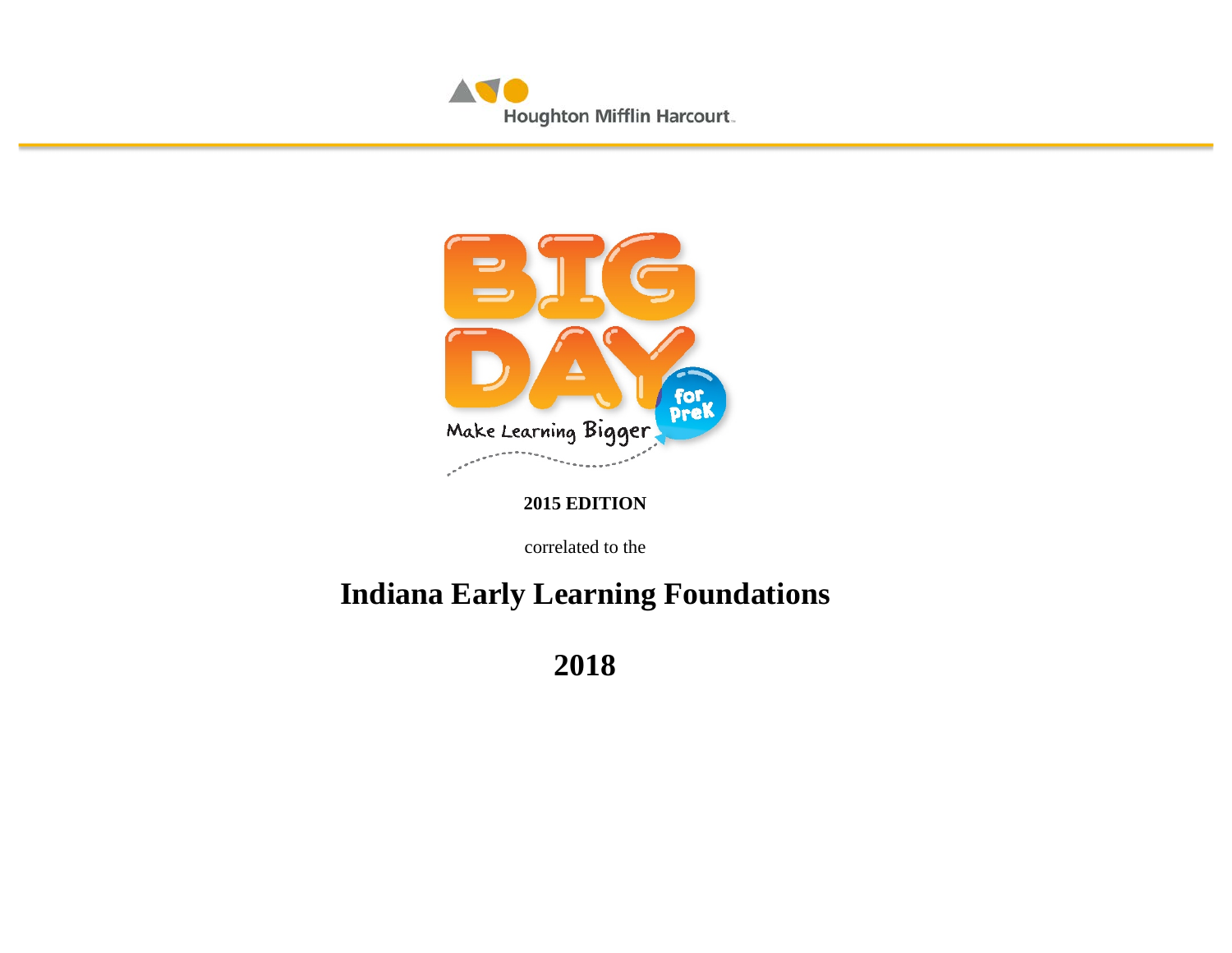Houghton Mifflin Harcourt

BIG DAY for PreK

Make Learning Bigger

**2015 EDITION**

correlated to the

# Indiana Early Learning Foundations

## 2018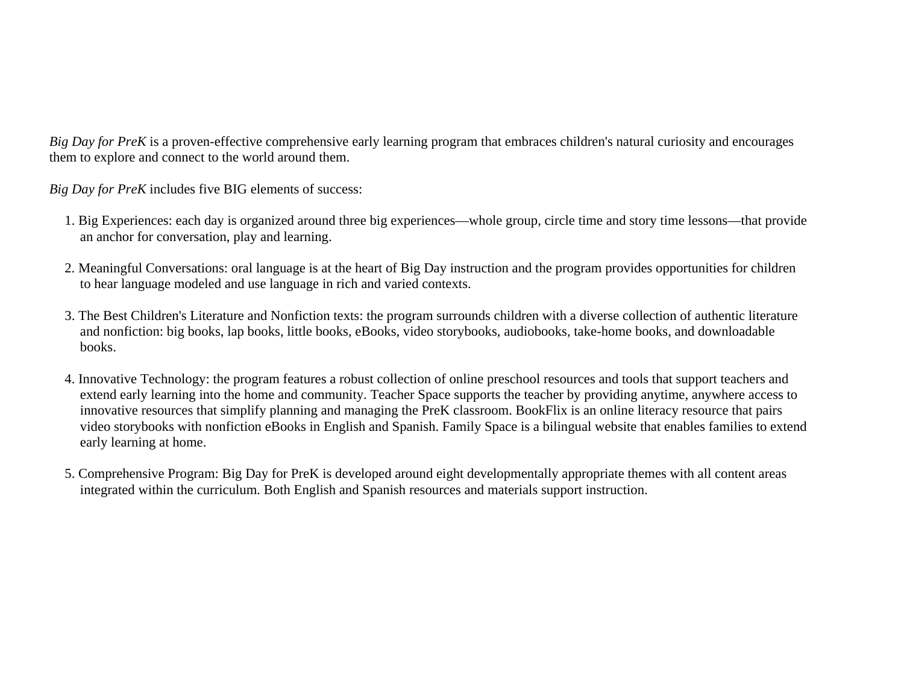*Big Day for PreK* is a proven-effective comprehensive early learning program that embraces children's natural curiosity and encourages them to explore and connect to the world around them.

*Big Day for PreK* includes five BIG elements of success:

1. Big Experiences: each day is organized around three big experiences—whole group, circle time and story time lessons—that provide an anchor for conversation, play and learning.

2. Meaningful Conversations: oral language is at the heart of Big Day instruction and the program provides opportunities for children to hear language modeled and use language in rich and varied contexts.

3. The Best Children's Literature and Nonfiction texts: the program surrounds children with a diverse collection of authentic literature and nonfiction: big books, lap books, little books, eBooks, video storybooks, audiobooks, take-home books, and downloadable books.

4. Innovative Technology: the program features a robust collection of online preschool resources and tools that support teachers and extend early learning into the home and community. Teacher Space supports the teacher by providing anytime, anywhere access to innovative resources that simplify planning and managing the PreK classroom. BookFlix is an online literacy resource that pairs video storybooks with nonfiction eBooks in English and Spanish. Family Space is a bilingual website that enables families to extend early learning at home.

5. Comprehensive Program: Big Day for PreK is developed around eight developmentally appropriate themes with all content areas integrated within the curriculum. Both English and Spanish resources and materials support instruction.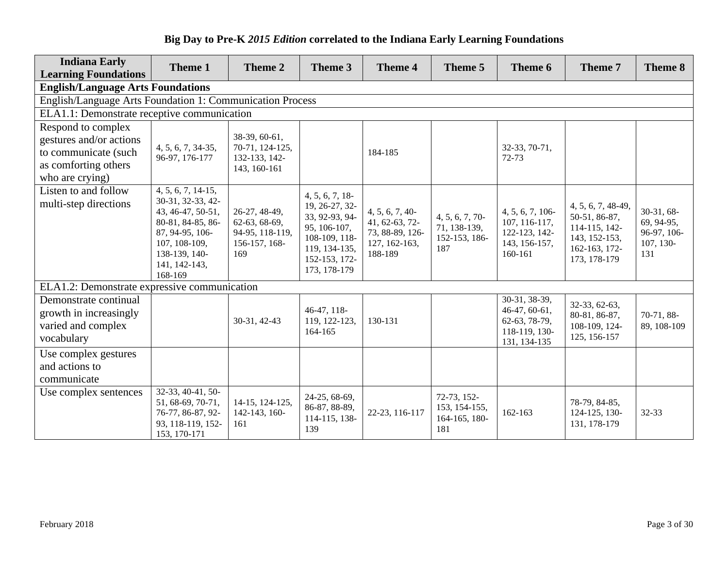**Big Day to Pre-K *2015 Edition* correlated to the Indiana Early Learning Foundations**

| Indiana Early Learning Foundations | Theme 1 | Theme 2 | Theme 3 | Theme 4 | Theme 5 | Theme 6 | Theme 7 | Theme 8 |
|---|---|---|---|---|---|---|---|---|
| **English/Language Arts Foundations** | | | | | | | | |
| English/Language Arts Foundation 1: Communication Process | | | | | | | | |
| ELA1.1: Demonstrate receptive communication | | | | | | | | |
| Respond to complex gestures and/or actions to communicate (such as comforting others who are crying) | 4, 5, 6, 7, 34-35, 96-97, 176-177 | 38-39, 60-61, 70-71, 124-125, 132-133, 142-143, 160-161 | | 184-185 | | 32-33, 70-71, 72-73 | | |
| Listen to and follow multi-step directions | 4, 5, 6, 7, 14-15, 30-31, 32-33, 42-43, 46-47, 50-51, 80-81, 84-85, 86-87, 94-95, 106-107, 108-109, 138-139, 140-141, 142-143, 168-169 | 26-27, 48-49, 62-63, 68-69, 94-95, 118-119, 156-157, 168-169 | 4, 5, 6, 7, 18-19, 26-27, 32-33, 92-93, 94-95, 106-107, 108-109, 118-119, 134-135, 152-153, 172-173, 178-179 | 4, 5, 6, 7, 40-41, 62-63, 72-73, 88-89, 126-127, 162-163, 188-189 | 4, 5, 6, 7, 70-71, 138-139, 152-153, 186-187 | 4, 5, 6, 7, 106-107, 116-117, 122-123, 142-143, 156-157, 160-161 | 4, 5, 6, 7, 48-49, 50-51, 86-87, 114-115, 142-143, 152-153, 162-163, 172-173, 178-179 | 30-31, 68-69, 94-95, 96-97, 106-107, 130-131 |
| ELA1.2: Demonstrate expressive communication | | | | | | | | |
| Demonstrate continual growth in increasingly varied and complex vocabulary | | 30-31, 42-43 | 46-47, 118-119, 122-123, 164-165 | 130-131 | | 30-31, 38-39, 46-47, 60-61, 62-63, 78-79, 118-119, 130-131, 134-135 | 32-33, 62-63, 80-81, 86-87, 108-109, 124-125, 156-157 | 70-71, 88-89, 108-109 |
| Use complex gestures and actions to communicate | | | | | | | | |
| Use complex sentences | 32-33, 40-41, 50-51, 68-69, 70-71, 76-77, 86-87, 92-93, 118-119, 152-153, 170-171 | 14-15, 124-125, 142-143, 160-161 | 24-25, 68-69, 86-87, 88-89, 114-115, 138-139 | 22-23, 116-117 | 72-73, 152-153, 154-155, 164-165, 180-181 | 162-163 | 78-79, 84-85, 124-125, 130-131, 178-179 | 32-33 |

February 2018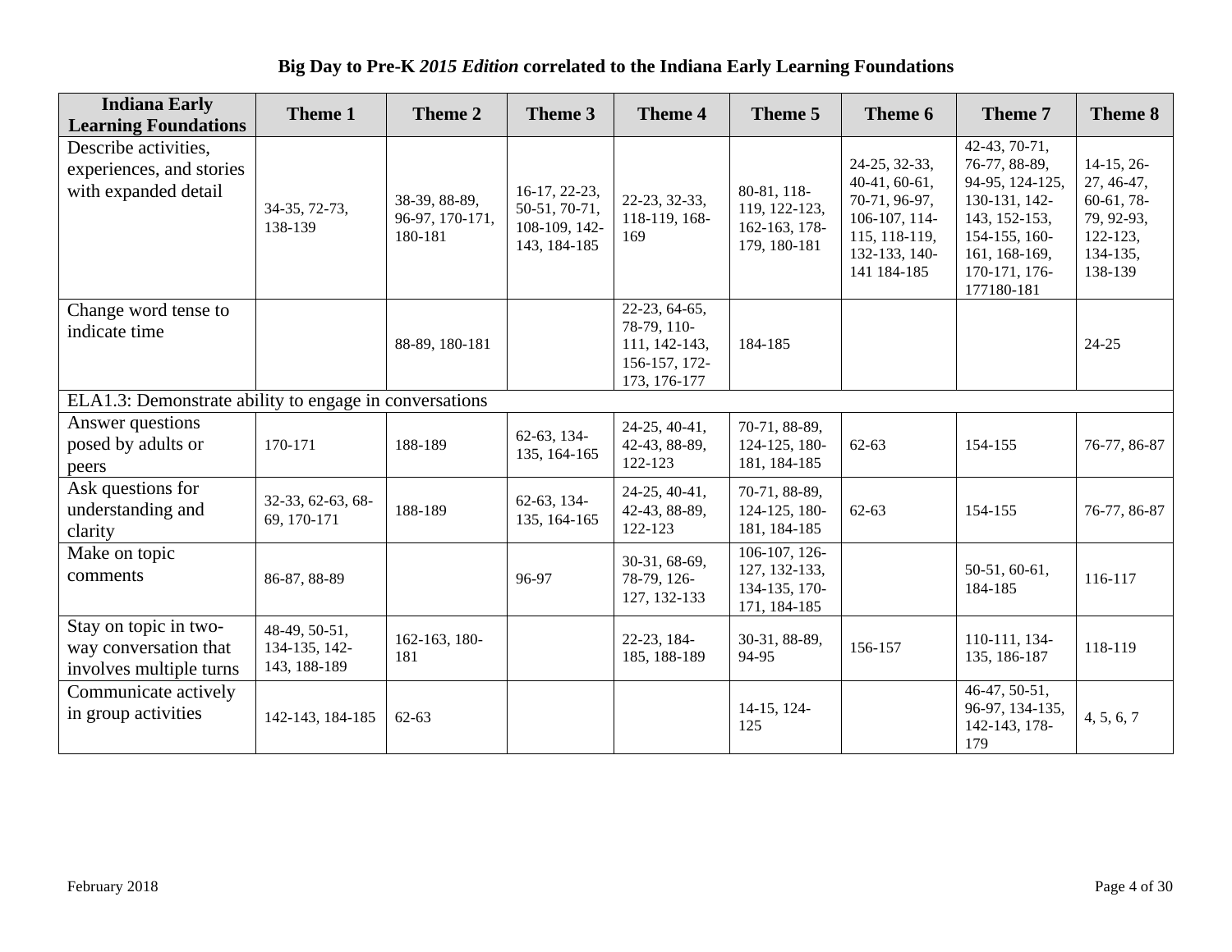**Big Day to Pre-K *2015 Edition* correlated to the Indiana Early Learning Foundations**

| Indiana Early Learning Foundations | Theme 1 | Theme 2 | Theme 3 | Theme 4 | Theme 5 | Theme 6 | Theme 7 | Theme 8 |
|---|---|---|---|---|---|---|---|---|
| Describe activities, experiences, and stories with expanded detail | 34-35, 72-73, 138-139 | 38-39, 88-89, 96-97, 170-171, 180-181 | 16-17, 22-23, 50-51, 70-71, 108-109, 142-143, 184-185 | 22-23, 32-33, 118-119, 168-169 | 80-81, 118-119, 122-123, 162-163, 178-179, 180-181 | 24-25, 32-33, 40-41, 60-61, 70-71, 96-97, 106-107, 114-115, 118-119, 132-133, 140-141 184-185 | 42-43, 70-71, 76-77, 88-89, 94-95, 124-125, 130-131, 142-143, 152-153, 154-155, 160-161, 168-169, 170-171, 176-177180-181 | 14-15, 26-27, 46-47, 60-61, 78-79, 92-93, 122-123, 134-135, 138-139 |
| Change word tense to indicate time | | 88-89, 180-181 | | 22-23, 64-65, 78-79, 110-111, 142-143, 156-157, 172-173, 176-177 | 184-185 | | | 24-25 |
| ELA1.3: Demonstrate ability to engage in conversations | | | | | | | | |
| Answer questions posed by adults or peers | 170-171 | 188-189 | 62-63, 134-135, 164-165 | 24-25, 40-41, 42-43, 88-89, 122-123 | 70-71, 88-89, 124-125, 180-181, 184-185 | 62-63 | 154-155 | 76-77, 86-87 |
| Ask questions for understanding and clarity | 32-33, 62-63, 68-69, 170-171 | 188-189 | 62-63, 134-135, 164-165 | 24-25, 40-41, 42-43, 88-89, 122-123 | 70-71, 88-89, 124-125, 180-181, 184-185 | 62-63 | 154-155 | 76-77, 86-87 |
| Make on topic comments | 86-87, 88-89 | | 96-97 | 30-31, 68-69, 78-79, 126-127, 132-133 | 106-107, 126-127, 132-133, 134-135, 170-171, 184-185 | | 50-51, 60-61, 184-185 | 116-117 |
| Stay on topic in two-way conversation that involves multiple turns | 48-49, 50-51, 134-135, 142-143, 188-189 | 162-163, 180-181 | | 22-23, 184-185, 188-189 | 30-31, 88-89, 94-95 | 156-157 | 110-111, 134-135, 186-187 | 118-119 |
| Communicate actively in group activities | 142-143, 184-185 | 62-63 | | | 14-15, 124-125 | | 46-47, 50-51, 96-97, 134-135, 142-143, 178-179 | 4, 5, 6, 7 |

February 2018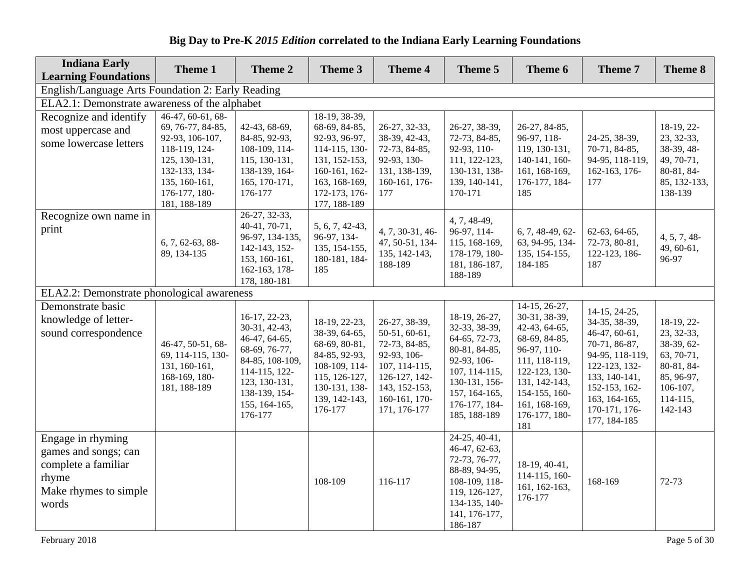**Big Day to Pre-K *2015 Edition* correlated to the Indiana Early Learning Foundations**

| Indiana Early Learning Foundations | Theme 1 | Theme 2 | Theme 3 | Theme 4 | Theme 5 | Theme 6 | Theme 7 | Theme 8 |
|---|---|---|---|---|---|---|---|---|
| English/Language Arts Foundation 2: Early Reading | | | | | | | | |
| ELA2.1: Demonstrate awareness of the alphabet | | | | | | | | |
| Recognize and identify most uppercase and some lowercase letters | 46-47, 60-61, 68-69, 76-77, 84-85, 92-93, 106-107, 118-119, 124-125, 130-131, 132-133, 134-135, 160-161, 176-177, 180-181, 188-189 | 42-43, 68-69, 84-85, 92-93, 108-109, 114-115, 130-131, 138-139, 164-165, 170-171, 176-177 | 18-19, 38-39, 68-69, 84-85, 92-93, 96-97, 114-115, 130-131, 152-153, 160-161, 162-163, 168-169, 172-173, 176-177, 188-189 | 26-27, 32-33, 38-39, 42-43, 72-73, 84-85, 92-93, 130-131, 138-139, 160-161, 176-177 | 26-27, 38-39, 72-73, 84-85, 92-93, 110-111, 122-123, 130-131, 138-139, 140-141, 170-171 | 26-27, 84-85, 96-97, 118-119, 130-131, 140-141, 160-161, 168-169, 176-177, 184-185 | 24-25, 38-39, 70-71, 84-85, 94-95, 118-119, 162-163, 176-177 | 18-19, 22-23, 32-33, 38-39, 48-49, 70-71, 80-81, 84-85, 132-133, 138-139 |
| Recognize own name in print | 6, 7, 62-63, 88-89, 134-135 | 26-27, 32-33, 40-41, 70-71, 96-97, 134-135, 142-143, 152-153, 160-161, 162-163, 178-178, 180-181 | 5, 6, 7, 42-43, 96-97, 134-135, 154-155, 180-181, 184-185 | 4, 7, 30-31, 46-47, 50-51, 134-135, 142-143, 188-189 | 4, 7, 48-49, 96-97, 114-115, 168-169, 178-179, 180-181, 186-187, 188-189 | 6, 7, 48-49, 62-63, 94-95, 134-135, 154-155, 184-185 | 62-63, 64-65, 72-73, 80-81, 122-123, 186-187 | 4, 5, 7, 48-49, 60-61, 96-97 |
| ELA2.2: Demonstrate phonological awareness | | | | | | | | |
| Demonstrate basic knowledge of letter-sound correspondence | 46-47, 50-51, 68-69, 114-115, 130-131, 160-161, 168-169, 180-181, 188-189 | 16-17, 22-23, 30-31, 42-43, 46-47, 64-65, 68-69, 76-77, 84-85, 108-109, 114-115, 122-123, 130-131, 138-139, 154-155, 164-165, 176-177 | 18-19, 22-23, 38-39, 64-65, 68-69, 80-81, 84-85, 92-93, 108-109, 114-115, 126-127, 130-131, 138-139, 142-143, 176-177 | 26-27, 38-39, 50-51, 60-61, 72-73, 84-85, 92-93, 106-107, 114-115, 126-127, 142-143, 152-153, 160-161, 170-171, 176-177 | 18-19, 26-27, 32-33, 38-39, 64-65, 72-73, 80-81, 84-85, 92-93, 106-107, 114-115, 130-131, 156-157, 164-165, 176-177, 184-185, 188-189 | 14-15, 26-27, 30-31, 38-39, 42-43, 64-65, 68-69, 84-85, 96-97, 110-111, 118-119, 122-123, 130-131, 142-143, 154-155, 160-161, 168-169, 176-177, 180-181 | 14-15, 24-25, 34-35, 38-39, 46-47, 60-61, 70-71, 86-87, 94-95, 118-119, 122-123, 132-133, 140-141, 152-153, 162-163, 164-165, 170-171, 176-177, 184-185 | 18-19, 22-23, 32-33, 38-39, 62-63, 70-71, 80-81, 84-85, 96-97, 106-107, 114-115, 142-143 |
| Engage in rhyming games and songs; can complete a familiar rhyme<br>Make rhymes to simple words | | | 108-109 | 116-117 | 24-25, 40-41, 46-47, 62-63, 72-73, 76-77, 88-89, 94-95, 108-109, 118-119, 126-127, 134-135, 140-141, 176-177, 186-187 | 18-19, 40-41, 114-115, 160-161, 162-163, 176-177 | 168-169 | 72-73 |

February 2018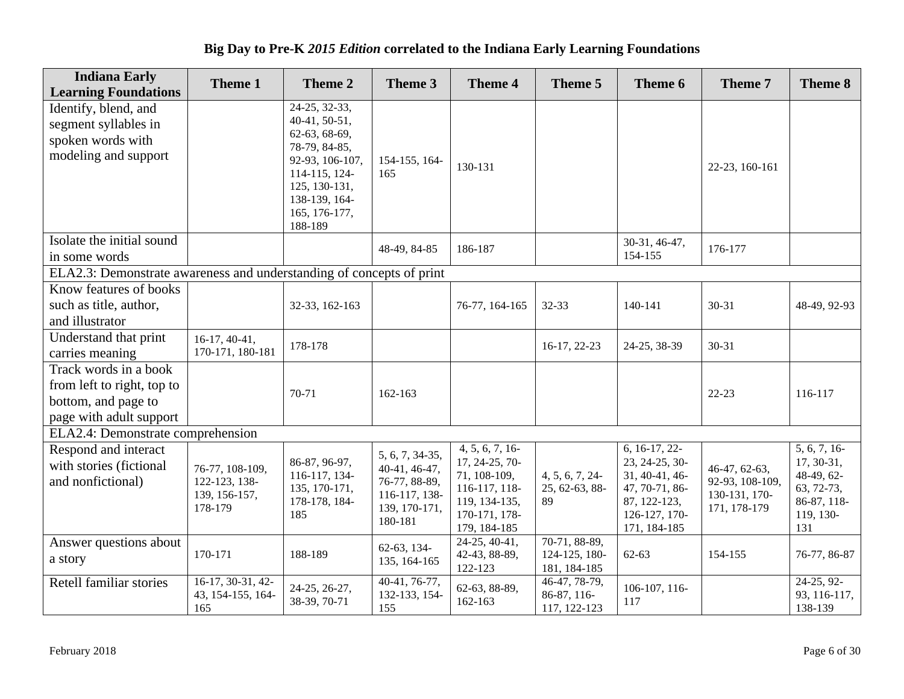**Big Day to Pre-K *2015 Edition* correlated to the Indiana Early Learning Foundations**

| Indiana Early Learning Foundations | Theme 1 | Theme 2 | Theme 3 | Theme 4 | Theme 5 | Theme 6 | Theme 7 | Theme 8 |
|---|---|---|---|---|---|---|---|---|
| Identify, blend, and segment syllables in spoken words with modeling and support | | 24-25, 32-33, 40-41, 50-51, 62-63, 68-69, 78-79, 84-85, 92-93, 106-107, 114-115, 124-125, 130-131, 138-139, 164-165, 176-177, 188-189 | 154-155, 164-165 | 130-131 | | | 22-23, 160-161 | |
| Isolate the initial sound in some words | | | 48-49, 84-85 | 186-187 | | 30-31, 46-47, 154-155 | 176-177 | |
| ELA2.3: Demonstrate awareness and understanding of concepts of print | | | | | | | | |
| Know features of books such as title, author, and illustrator | | 32-33, 162-163 | | 76-77, 164-165 | 32-33 | 140-141 | 30-31 | 48-49, 92-93 |
| Understand that print carries meaning | 16-17, 40-41, 170-171, 180-181 | 178-178 | | | 16-17, 22-23 | 24-25, 38-39 | 30-31 | |
| Track words in a book from left to right, top to bottom, and page to page with adult support | | 70-71 | 162-163 | | | | 22-23 | 116-117 |
| ELA2.4: Demonstrate comprehension | | | | | | | | |
| Respond and interact with stories (fictional and nonfictional) | 76-77, 108-109, 122-123, 138-139, 156-157, 178-179 | 86-87, 96-97, 116-117, 134-135, 170-171, 178-178, 184-185 | 5, 6, 7, 34-35, 40-41, 46-47, 76-77, 88-89, 116-117, 138-139, 170-171, 180-181 | 4, 5, 6, 7, 16-17, 24-25, 70-71, 108-109, 116-117, 118-119, 134-135, 170-171, 178-179, 184-185 | 4, 5, 6, 7, 24-25, 62-63, 88-89 | 6, 16-17, 22-23, 24-25, 30-31, 40-41, 46-47, 70-71, 86-87, 122-123, 126-127, 170-171, 184-185 | 46-47, 62-63, 92-93, 108-109, 130-131, 170-171, 178-179 | 5, 6, 7, 16-17, 30-31, 48-49, 62-63, 72-73, 86-87, 118-119, 130-131 |
| Answer questions about a story | 170-171 | 188-189 | 62-63, 134-135, 164-165 | 24-25, 40-41, 42-43, 88-89, 122-123 | 70-71, 88-89, 124-125, 180-181, 184-185 | 62-63 | 154-155 | 76-77, 86-87 |
| Retell familiar stories | 16-17, 30-31, 42-43, 154-155, 164-165 | 24-25, 26-27, 38-39, 70-71 | 40-41, 76-77, 132-133, 154-155 | 62-63, 88-89, 162-163 | 46-47, 78-79, 86-87, 116-117, 122-123 | 106-107, 116-117 | | 24-25, 92-93, 116-117, 138-139 |

February 2018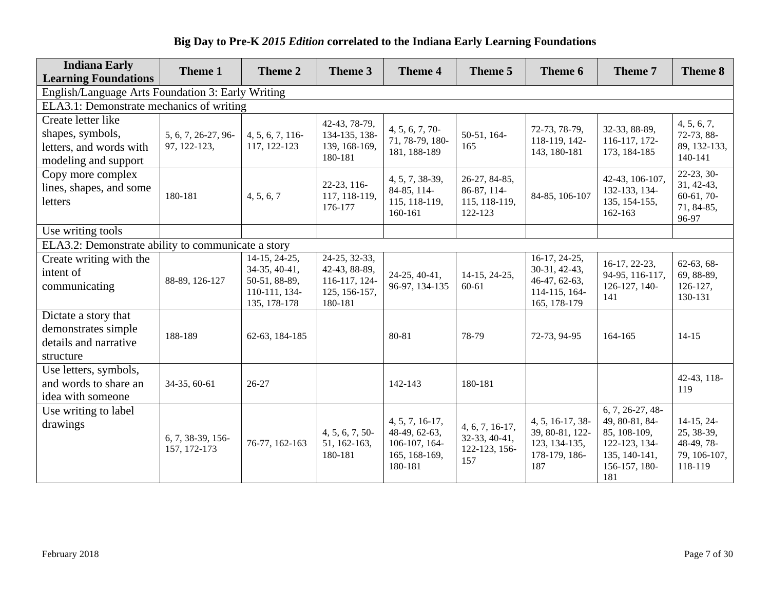**Big Day to Pre-K *2015 Edition* correlated to the Indiana Early Learning Foundations**

| Indiana Early Learning Foundations | Theme 1 | Theme 2 | Theme 3 | Theme 4 | Theme 5 | Theme 6 | Theme 7 | Theme 8 |
|---|---|---|---|---|---|---|---|---|
| English/Language Arts Foundation 3: Early Writing | | | | | | | | |
| ELA3.1: Demonstrate mechanics of writing | | | | | | | | |
| Create letter like shapes, symbols, letters, and words with modeling and support | 5, 6, 7, 26-27, 96-97, 122-123, | 4, 5, 6, 7, 116-117, 122-123 | 42-43, 78-79, 134-135, 138-139, 168-169, 180-181 | 4, 5, 6, 7, 70-71, 78-79, 180-181, 188-189 | 50-51, 164-165 | 72-73, 78-79, 118-119, 142-143, 180-181 | 32-33, 88-89, 116-117, 172-173, 184-185 | 4, 5, 6, 7, 72-73, 88-89, 132-133, 140-141 |
| Copy more complex lines, shapes, and some letters | 180-181 | 4, 5, 6, 7 | 22-23, 116-117, 118-119, 176-177 | 4, 5, 7, 38-39, 84-85, 114-115, 118-119, 160-161 | 26-27, 84-85, 86-87, 114-115, 118-119, 122-123 | 84-85, 106-107 | 42-43, 106-107, 132-133, 134-135, 154-155, 162-163 | 22-23, 30-31, 42-43, 60-61, 70-71, 84-85, 96-97 |
| Use writing tools | | | | | | | | |
| ELA3.2: Demonstrate ability to communicate a story | | | | | | | | |
| Create writing with the intent of communicating | 88-89, 126-127 | 14-15, 24-25, 34-35, 40-41, 50-51, 88-89, 110-111, 134-135, 178-178 | 24-25, 32-33, 42-43, 88-89, 116-117, 124-125, 156-157, 180-181 | 24-25, 40-41, 96-97, 134-135 | 14-15, 24-25, 60-61 | 16-17, 24-25, 30-31, 42-43, 46-47, 62-63, 114-115, 164-165, 178-179 | 16-17, 22-23, 94-95, 116-117, 126-127, 140-141 | 62-63, 68-69, 88-89, 126-127, 130-131 |
| Dictate a story that demonstrates simple details and narrative structure | 188-189 | 62-63, 184-185 | | 80-81 | 78-79 | 72-73, 94-95 | 164-165 | 14-15 |
| Use letters, symbols, and words to share an idea with someone | 34-35, 60-61 | 26-27 | | 142-143 | 180-181 | | | 42-43, 118-119 |
| Use writing to label drawings | 6, 7, 38-39, 156-157, 172-173 | 76-77, 162-163 | 4, 5, 6, 7, 50-51, 162-163, 180-181 | 4, 5, 7, 16-17, 48-49, 62-63, 106-107, 164-165, 168-169, 180-181 | 4, 6, 7, 16-17, 32-33, 40-41, 122-123, 156-157 | 4, 5, 16-17, 38-39, 80-81, 122-123, 134-135, 178-179, 186-187 | 6, 7, 26-27, 48-49, 80-81, 84-85, 108-109, 122-123, 134-135, 140-141, 156-157, 180-181 | 14-15, 24-25, 38-39, 48-49, 78-79, 106-107, 118-119 |

February 2018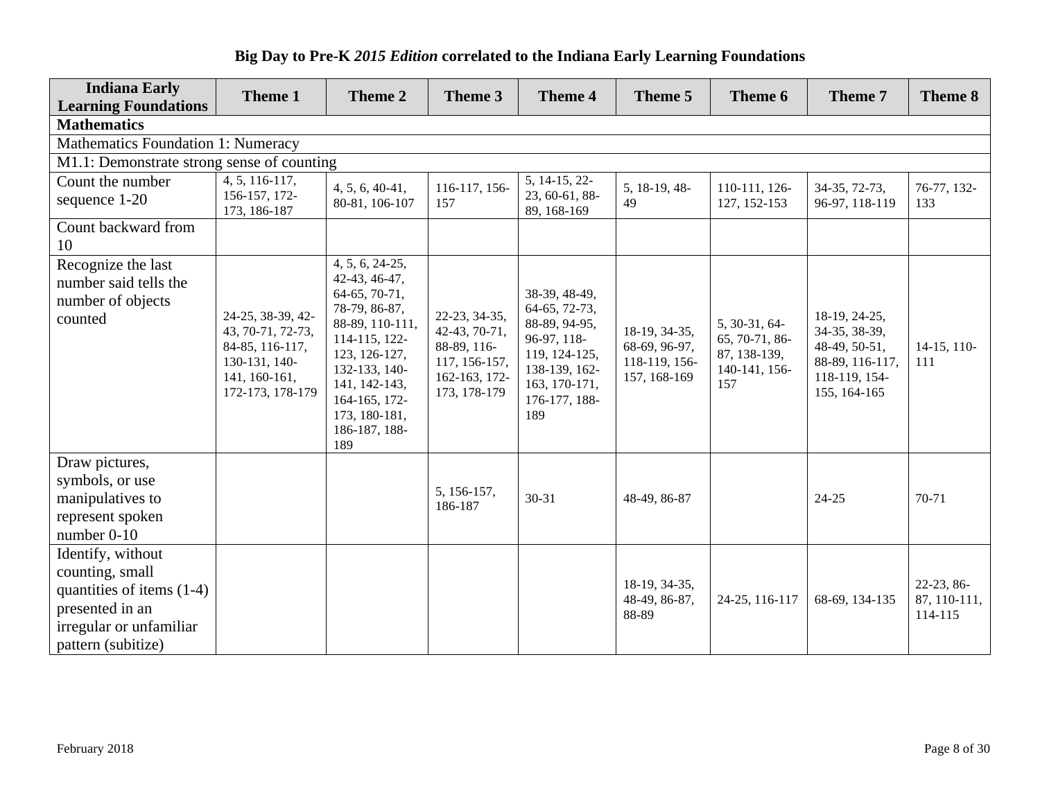**Big Day to Pre-K *2015 Edition* correlated to the Indiana Early Learning Foundations**

| Indiana Early Learning Foundations | Theme 1 | Theme 2 | Theme 3 | Theme 4 | Theme 5 | Theme 6 | Theme 7 | Theme 8 |
|---|---|---|---|---|---|---|---|---|
| **Mathematics** | | | | | | | | |
| Mathematics Foundation 1: Numeracy | | | | | | | | |
| M1.1: Demonstrate strong sense of counting | | | | | | | | |
| Count the number sequence 1-20 | 4, 5, 116-117, 156-157, 172-173, 186-187 | 4, 5, 6, 40-41, 80-81, 106-107 | 116-117, 156-157 | 5, 14-15, 22-23, 60-61, 88-89, 168-169 | 5, 18-19, 48-49 | 110-111, 126-127, 152-153 | 34-35, 72-73, 96-97, 118-119 | 76-77, 132-133 |
| Count backward from 10 | | | | | | | | |
| Recognize the last number said tells the number of objects counted | 24-25, 38-39, 42-43, 70-71, 72-73, 84-85, 116-117, 130-131, 140-141, 160-161, 172-173, 178-179 | 4, 5, 6, 24-25, 42-43, 46-47, 64-65, 70-71, 78-79, 86-87, 88-89, 110-111, 114-115, 122-123, 126-127, 132-133, 140-141, 142-143, 164-165, 172-173, 180-181, 186-187, 188-189 | 22-23, 34-35, 42-43, 70-71, 88-89, 116-117, 156-157, 162-163, 172-173, 178-179 | 38-39, 48-49, 64-65, 72-73, 88-89, 94-95, 96-97, 118-119, 124-125, 138-139, 162-163, 170-171, 176-177, 188-189 | 18-19, 34-35, 68-69, 96-97, 118-119, 156-157, 168-169 | 5, 30-31, 64-65, 70-71, 86-87, 138-139, 140-141, 156-157 | 18-19, 24-25, 34-35, 38-39, 48-49, 50-51, 88-89, 116-117, 118-119, 154-155, 164-165 | 14-15, 110-111 |
| Draw pictures, symbols, or use manipulatives to represent spoken number 0-10 | | | 5, 156-157, 186-187 | 30-31 | 48-49, 86-87 | | 24-25 | 70-71 |
| Identify, without counting, small quantities of items (1-4) presented in an irregular or unfamiliar pattern (subitize) | | | | | 18-19, 34-35, 48-49, 86-87, 88-89 | 24-25, 116-117 | 68-69, 134-135 | 22-23, 86-87, 110-111, 114-115 |

February 2018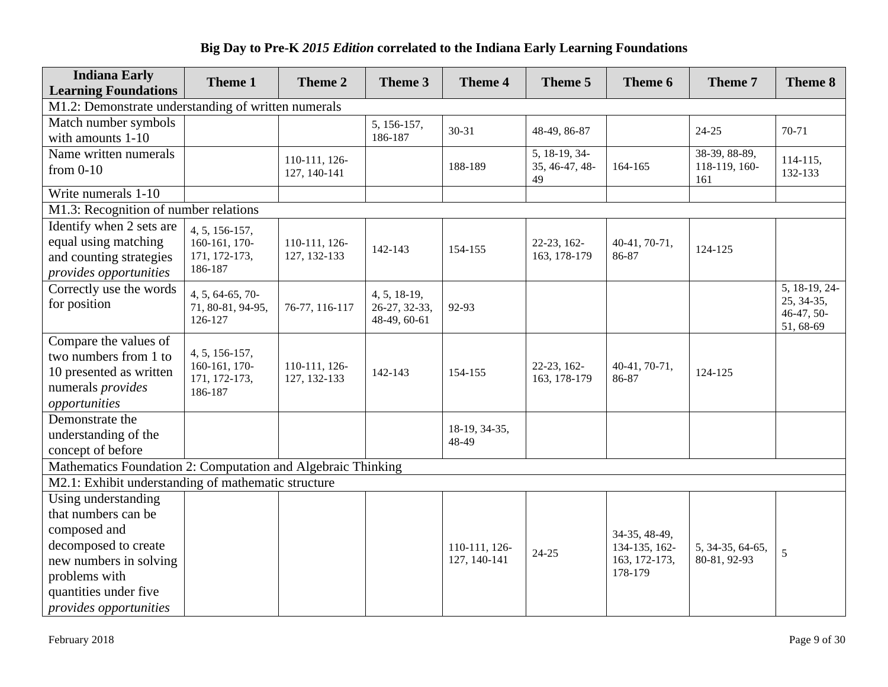**Big Day to Pre-K *2015 Edition* correlated to the Indiana Early Learning Foundations**

| Indiana Early Learning Foundations | Theme 1 | Theme 2 | Theme 3 | Theme 4 | Theme 5 | Theme 6 | Theme 7 | Theme 8 |
|---|---|---|---|---|---|---|---|---|
| M1.2: Demonstrate understanding of written numerals | | | | | | | | |
| Match number symbols with amounts 1-10 | | | 5, 156-157, 186-187 | 30-31 | 48-49, 86-87 | | 24-25 | 70-71 |
| Name written numerals from 0-10 | | 110-111, 126-127, 140-141 | | 188-189 | 5, 18-19, 34-35, 46-47, 48-49 | 164-165 | 38-39, 88-89, 118-119, 160-161 | 114-115, 132-133 |
| Write numerals 1-10 | | | | | | | | |
| M1.3: Recognition of number relations | | | | | | | | |
| Identify when 2 sets are equal using matching and counting strategies *provides opportunities* | 4, 5, 156-157, 160-161, 170-171, 172-173, 186-187 | 110-111, 126-127, 132-133 | 142-143 | 154-155 | 22-23, 162-163, 178-179 | 40-41, 70-71, 86-87 | 124-125 | |
| Correctly use the words for position | 4, 5, 64-65, 70-71, 80-81, 94-95, 126-127 | 76-77, 116-117 | 4, 5, 18-19, 26-27, 32-33, 48-49, 60-61 | 92-93 | | | | 5, 18-19, 24-25, 34-35, 46-47, 50-51, 68-69 |
| Compare the values of two numbers from 1 to 10 presented as written numerals *provides opportunities* | 4, 5, 156-157, 160-161, 170-171, 172-173, 186-187 | 110-111, 126-127, 132-133 | 142-143 | 154-155 | 22-23, 162-163, 178-179 | 40-41, 70-71, 86-87 | 124-125 | |
| Demonstrate the understanding of the concept of before | | | | 18-19, 34-35, 48-49 | | | | |
| Mathematics Foundation 2: Computation and Algebraic Thinking | | | | | | | | |
| M2.1: Exhibit understanding of mathematic structure | | | | | | | | |
| Using understanding that numbers can be composed and decomposed to create new numbers in solving problems with quantities under five *provides opportunities* | | | | 110-111, 126-127, 140-141 | 24-25 | 34-35, 48-49, 134-135, 162-163, 172-173, 178-179 | 5, 34-35, 64-65, 80-81, 92-93 | 5 |

February 2018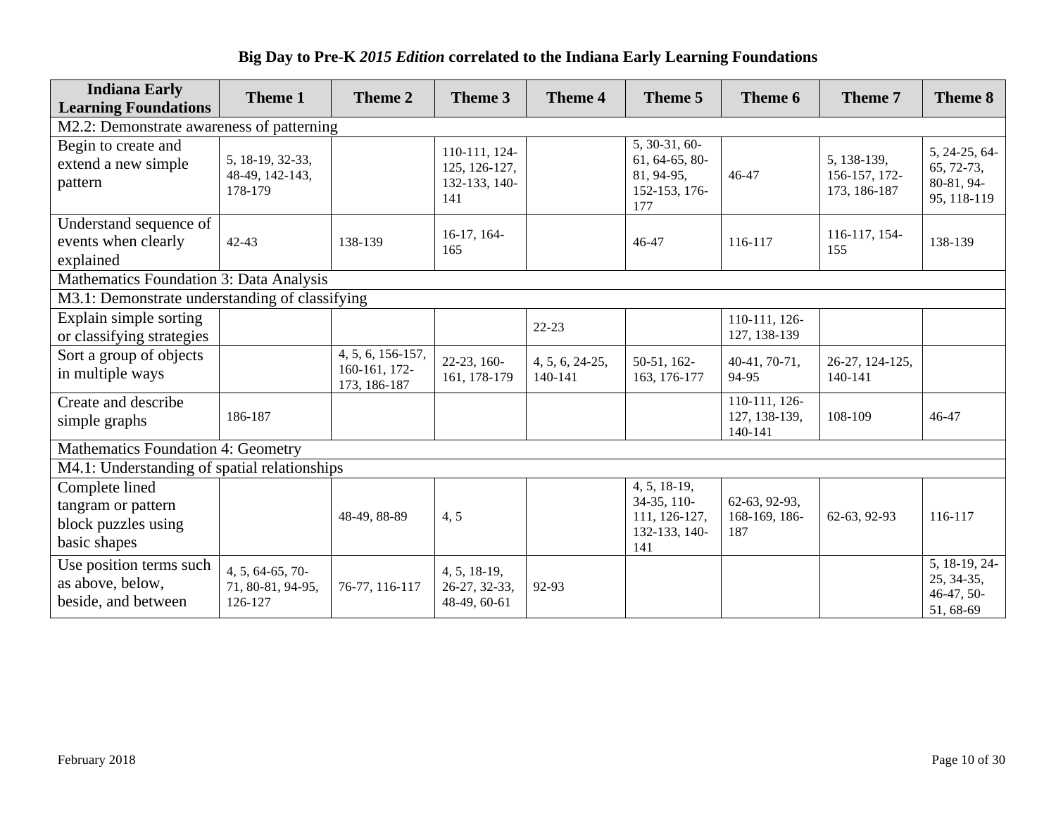**Big Day to Pre-K *2015 Edition* correlated to the Indiana Early Learning Foundations**

| Indiana Early Learning Foundations | Theme 1 | Theme 2 | Theme 3 | Theme 4 | Theme 5 | Theme 6 | Theme 7 | Theme 8 |
|---|---|---|---|---|---|---|---|---|
| M2.2: Demonstrate awareness of patterning | | | | | | | | |
| Begin to create and extend a new simple pattern | 5, 18-19, 32-33, 48-49, 142-143, 178-179 | | 110-111, 124-125, 126-127, 132-133, 140-141 | | 5, 30-31, 60-61, 64-65, 80-81, 94-95, 152-153, 176-177 | 46-47 | 5, 138-139, 156-157, 172-173, 186-187 | 5, 24-25, 64-65, 72-73, 80-81, 94-95, 118-119 |
| Understand sequence of events when clearly explained | 42-43 | 138-139 | 16-17, 164-165 | | 46-47 | 116-117 | 116-117, 154-155 | 138-139 |
| Mathematics Foundation 3: Data Analysis | | | | | | | | |
| M3.1: Demonstrate understanding of classifying | | | | | | | | |
| Explain simple sorting or classifying strategies | | | | 22-23 | | 110-111, 126-127, 138-139 | | |
| Sort a group of objects in multiple ways | | 4, 5, 6, 156-157, 160-161, 172-173, 186-187 | 22-23, 160-161, 178-179 | 4, 5, 6, 24-25, 140-141 | 50-51, 162-163, 176-177 | 40-41, 70-71, 94-95 | 26-27, 124-125, 140-141 | |
| Create and describe simple graphs | 186-187 | | | | | 110-111, 126-127, 138-139, 140-141 | 108-109 | 46-47 |
| Mathematics Foundation 4: Geometry | | | | | | | | |
| M4.1: Understanding of spatial relationships | | | | | | | | |
| Complete lined tangram or pattern block puzzles using basic shapes | | 48-49, 88-89 | 4, 5 | | 4, 5, 18-19, 34-35, 110-111, 126-127, 132-133, 140-141 | 62-63, 92-93, 168-169, 186-187 | 62-63, 92-93 | 116-117 |
| Use position terms such as above, below, beside, and between | 4, 5, 64-65, 70-71, 80-81, 94-95, 126-127 | 76-77, 116-117 | 4, 5, 18-19, 26-27, 32-33, 48-49, 60-61 | 92-93 | | | | 5, 18-19, 24-25, 34-35, 46-47, 50-51, 68-69 |

February 2018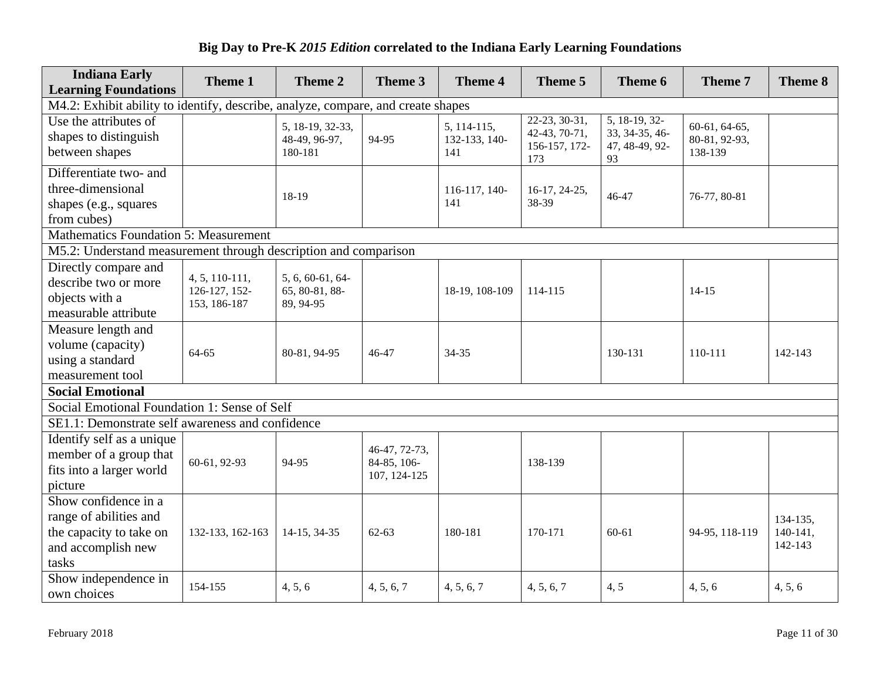# Big Day to Pre-K *2015 Edition* correlated to the Indiana Early Learning Foundations

| Indiana Early Learning Foundations | Theme 1 | Theme 2 | Theme 3 | Theme 4 | Theme 5 | Theme 6 | Theme 7 | Theme 8 |
|---|---|---|---|---|---|---|---|---|
| M4.2: Exhibit ability to identify, describe, analyze, compare, and create shapes | | | | | | | | |
| Use the attributes of shapes to distinguish between shapes | | 5, 18-19, 32-33, 48-49, 96-97, 180-181 | 94-95 | 5, 114-115, 132-133, 140-141 | 22-23, 30-31, 42-43, 70-71, 156-157, 172-173 | 5, 18-19, 32-33, 34-35, 46-47, 48-49, 92-93 | 60-61, 64-65, 80-81, 92-93, 138-139 | |
| Differentiate two- and three-dimensional shapes (e.g., squares from cubes) | | 18-19 | | 116-117, 140-141 | 16-17, 24-25, 38-39 | 46-47 | 76-77, 80-81 | |
| Mathematics Foundation 5: Measurement | | | | | | | | |
| M5.2: Understand measurement through description and comparison | | | | | | | | |
| Directly compare and describe two or more objects with a measurable attribute | 4, 5, 110-111, 126-127, 152-153, 186-187 | 5, 6, 60-61, 64-65, 80-81, 88-89, 94-95 | | 18-19, 108-109 | 114-115 | | 14-15 | |
| Measure length and volume (capacity) using a standard measurement tool | 64-65 | 80-81, 94-95 | 46-47 | 34-35 | | 130-131 | 110-111 | 142-143 |
| **Social Emotional** | | | | | | | | |
| Social Emotional Foundation 1: Sense of Self | | | | | | | | |
| SE1.1: Demonstrate self awareness and confidence | | | | | | | | |
| Identify self as a unique member of a group that fits into a larger world picture | 60-61, 92-93 | 94-95 | 46-47, 72-73, 84-85, 106-107, 124-125 | | 138-139 | | | |
| Show confidence in a range of abilities and the capacity to take on and accomplish new tasks | 132-133, 162-163 | 14-15, 34-35 | 62-63 | 180-181 | 170-171 | 60-61 | 94-95, 118-119 | 134-135, 140-141, 142-143 |
| Show independence in own choices | 154-155 | 4, 5, 6 | 4, 5, 6, 7 | 4, 5, 6, 7 | 4, 5, 6, 7 | 4, 5 | 4, 5, 6 | 4, 5, 6 |

February 2018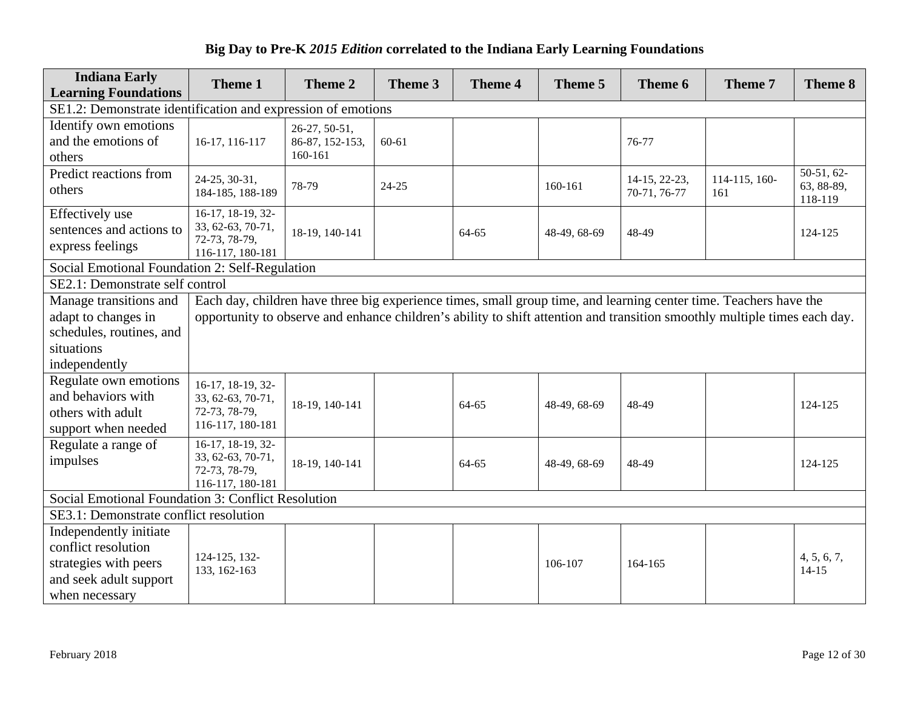**Big Day to Pre-K *2015 Edition* correlated to the Indiana Early Learning Foundations**

| Indiana Early Learning Foundations | Theme 1 | Theme 2 | Theme 3 | Theme 4 | Theme 5 | Theme 6 | Theme 7 | Theme 8 |
|---|---|---|---|---|---|---|---|---|
| SE1.2: Demonstrate identification and expression of emotions | | | | | | | | |
| Identify own emotions and the emotions of others | 16-17, 116-117 | 26-27, 50-51, 86-87, 152-153, 160-161 | 60-61 | | | 76-77 | | |
| Predict reactions from others | 24-25, 30-31, 184-185, 188-189 | 78-79 | 24-25 | | 160-161 | 14-15, 22-23, 70-71, 76-77 | 114-115, 160-161 | 50-51, 62-63, 88-89, 118-119 |
| Effectively use sentences and actions to express feelings | 16-17, 18-19, 32-33, 62-63, 70-71, 72-73, 78-79, 116-117, 180-181 | 18-19, 140-141 | | 64-65 | 48-49, 68-69 | 48-49 | | 124-125 |
| Social Emotional Foundation 2: Self-Regulation | | | | | | | | |
| SE2.1: Demonstrate self control | | | | | | | | |
| Manage transitions and adapt to changes in schedules, routines, and situations independently | Each day, children have three big experience times, small group time, and learning center time. Teachers have the opportunity to observe and enhance children's ability to shift attention and transition smoothly multiple times each day. | | | | | | | |
| Regulate own emotions and behaviors with others with adult support when needed | 16-17, 18-19, 32-33, 62-63, 70-71, 72-73, 78-79, 116-117, 180-181 | 18-19, 140-141 | | 64-65 | 48-49, 68-69 | 48-49 | | 124-125 |
| Regulate a range of impulses | 16-17, 18-19, 32-33, 62-63, 70-71, 72-73, 78-79, 116-117, 180-181 | 18-19, 140-141 | | 64-65 | 48-49, 68-69 | 48-49 | | 124-125 |
| Social Emotional Foundation 3: Conflict Resolution | | | | | | | | |
| SE3.1: Demonstrate conflict resolution | | | | | | | | |
| Independently initiate conflict resolution strategies with peers and seek adult support when necessary | 124-125, 132-133, 162-163 | | | | 106-107 | 164-165 | | 4, 5, 6, 7, 14-15 |

February 2018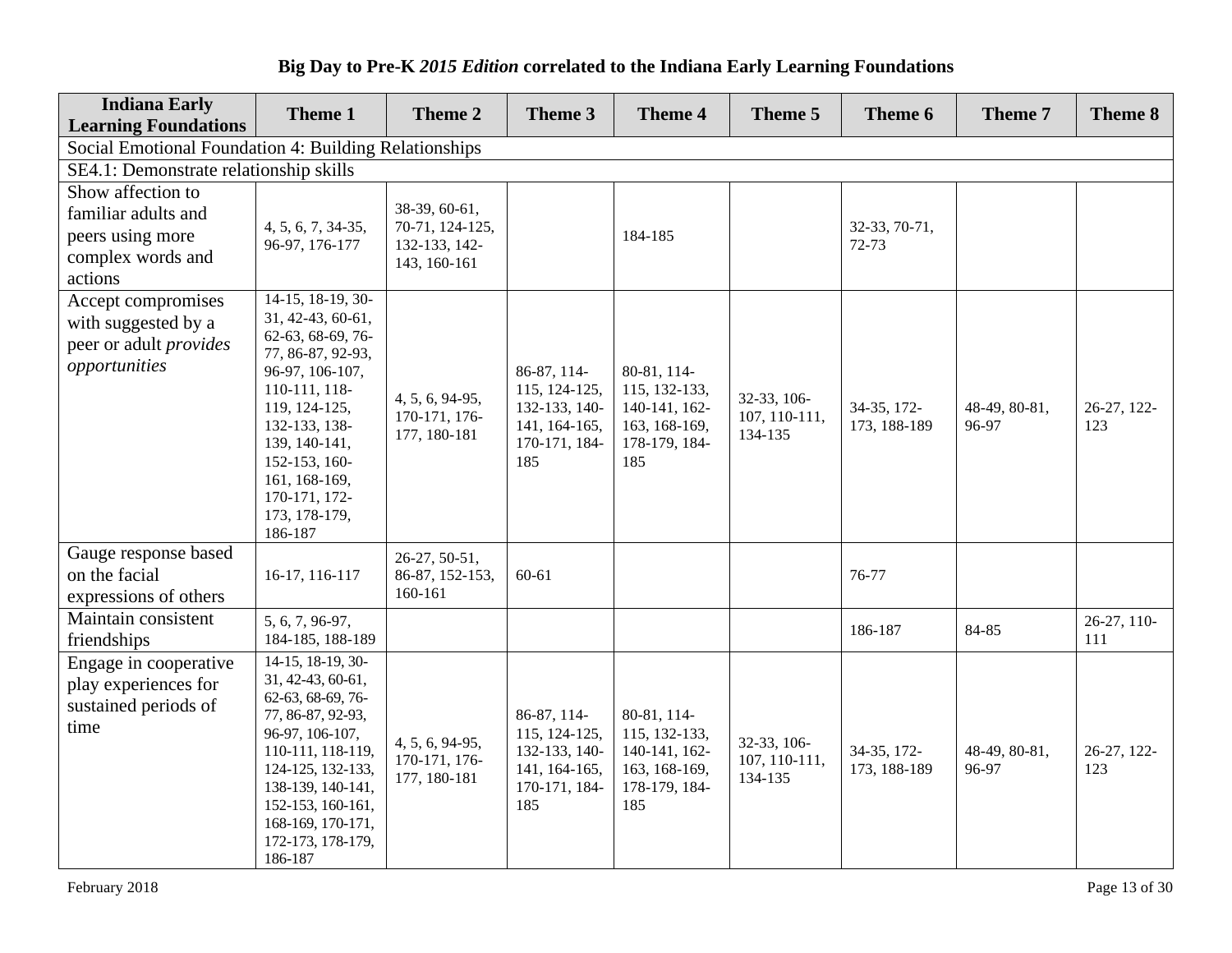## Big Day to Pre-K *2015 Edition* correlated to the Indiana Early Learning Foundations

| Indiana Early Learning Foundations | Theme 1 | Theme 2 | Theme 3 | Theme 4 | Theme 5 | Theme 6 | Theme 7 | Theme 8 |
|---|---|---|---|---|---|---|---|---|
| Social Emotional Foundation 4: Building Relationships | | | | | | | | |
| SE4.1: Demonstrate relationship skills | | | | | | | | |
| Show affection to familiar adults and peers using more complex words and actions | 4, 5, 6, 7, 34-35, 96-97, 176-177 | 38-39, 60-61, 70-71, 124-125, 132-133, 142-143, 160-161 | | 184-185 | | 32-33, 70-71, 72-73 | | |
| Accept compromises with suggested by a peer or adult *provides opportunities* | 14-15, 18-19, 30-31, 42-43, 60-61, 62-63, 68-69, 76-77, 86-87, 92-93, 96-97, 106-107, 110-111, 118-119, 124-125, 132-133, 138-139, 140-141, 152-153, 160-161, 168-169, 170-171, 172-173, 178-179, 186-187 | 4, 5, 6, 94-95, 170-171, 176-177, 180-181 | 86-87, 114-115, 124-125, 132-133, 140-141, 164-165, 170-171, 184-185 | 80-81, 114-115, 132-133, 140-141, 162-163, 168-169, 178-179, 184-185 | 32-33, 106-107, 110-111, 134-135 | 34-35, 172-173, 188-189 | 48-49, 80-81, 96-97 | 26-27, 122-123 |
| Gauge response based on the facial expressions of others | 16-17, 116-117 | 26-27, 50-51, 86-87, 152-153, 160-161 | 60-61 | | | 76-77 | | |
| Maintain consistent friendships | 5, 6, 7, 96-97, 184-185, 188-189 | | | | | 186-187 | 84-85 | 26-27, 110-111 |
| Engage in cooperative play experiences for sustained periods of time | 14-15, 18-19, 30-31, 42-43, 60-61, 62-63, 68-69, 76-77, 86-87, 92-93, 96-97, 106-107, 110-111, 118-119, 124-125, 132-133, 138-139, 140-141, 152-153, 160-161, 168-169, 170-171, 172-173, 178-179, 186-187 | 4, 5, 6, 94-95, 170-171, 176-177, 180-181 | 86-87, 114-115, 124-125, 132-133, 140-141, 164-165, 170-171, 184-185 | 80-81, 114-115, 132-133, 140-141, 162-163, 168-169, 178-179, 184-185 | 32-33, 106-107, 110-111, 134-135 | 34-35, 172-173, 188-189 | 48-49, 80-81, 96-97 | 26-27, 122-123 |

February 2018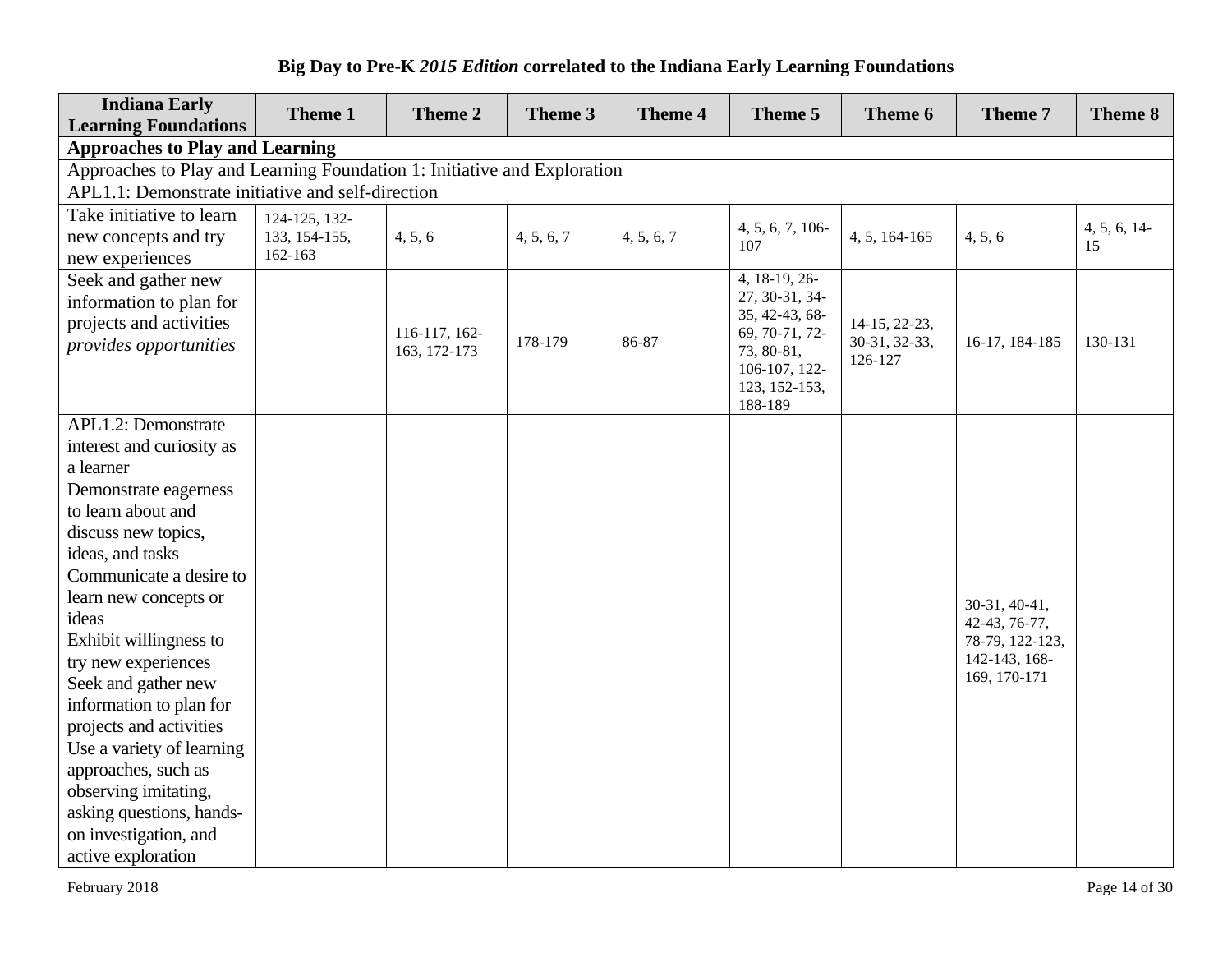**Big Day to Pre-K *2015 Edition* correlated to the Indiana Early Learning Foundations**

| Indiana Early Learning Foundations | Theme 1 | Theme 2 | Theme 3 | Theme 4 | Theme 5 | Theme 6 | Theme 7 | Theme 8 |
|---|---|---|---|---|---|---|---|---|
| **Approaches to Play and Learning** | | | | | | | | |
| Approaches to Play and Learning Foundation 1: Initiative and Exploration | | | | | | | | |
| APL1.1: Demonstrate initiative and self-direction | | | | | | | | |
| Take initiative to learn new concepts and try new experiences | 124-125, 132-133, 154-155, 162-163 | 4, 5, 6 | 4, 5, 6, 7 | 4, 5, 6, 7 | 4, 5, 6, 7, 106-107 | 4, 5, 164-165 | 4, 5, 6 | 4, 5, 6, 14-15 |
| Seek and gather new information to plan for projects and activities *provides opportunities* | | 116-117, 162-163, 172-173 | 178-179 | 86-87 | 4, 18-19, 26-27, 30-31, 34-35, 42-43, 68-69, 70-71, 72-73, 80-81, 106-107, 122-123, 152-153, 188-189 | 14-15, 22-23, 30-31, 32-33, 126-127 | 16-17, 184-185 | 130-131 |
| APL1.2: Demonstrate interest and curiosity as a learner<br>Demonstrate eagerness to learn about and discuss new topics, ideas, and tasks<br>Communicate a desire to learn new concepts or ideas<br>Exhibit willingness to try new experiences<br>Seek and gather new information to plan for projects and activities<br>Use a variety of learning approaches, such as observing imitating, asking questions, hands-on investigation, and active exploration | | | | | | | 30-31, 40-41, 42-43, 76-77, 78-79, 122-123, 142-143, 168-169, 170-171 | |

February 2018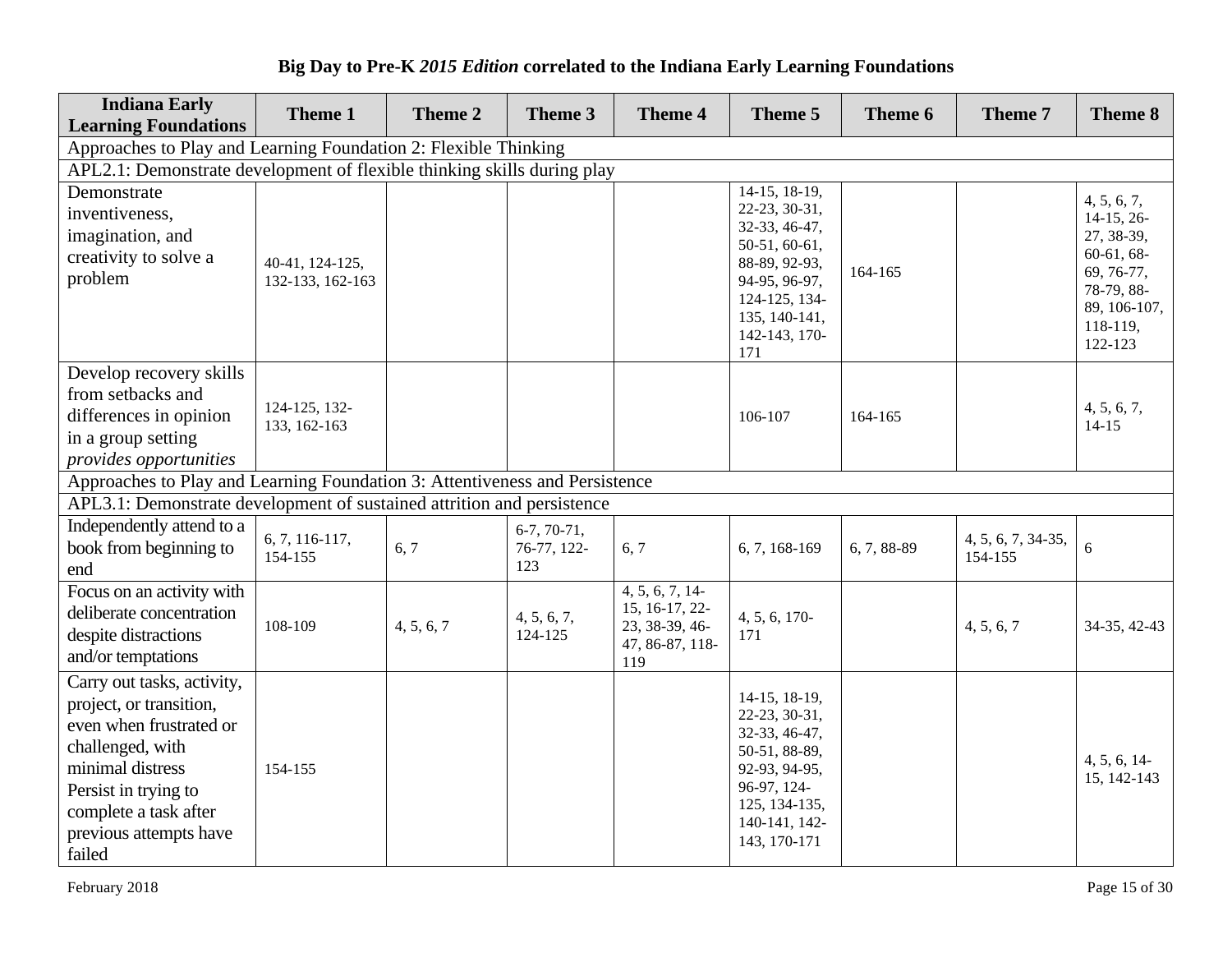# Big Day to Pre-K *2015 Edition* correlated to the Indiana Early Learning Foundations

| Indiana Early Learning Foundations | Theme 1 | Theme 2 | Theme 3 | Theme 4 | Theme 5 | Theme 6 | Theme 7 | Theme 8 |
|---|---|---|---|---|---|---|---|---|
| Approaches to Play and Learning Foundation 2: Flexible Thinking | | | | | | | | |
| APL2.1: Demonstrate development of flexible thinking skills during play | | | | | | | | |
| Demonstrate inventiveness, imagination, and creativity to solve a problem | 40-41, 124-125, 132-133, 162-163 | | | | 14-15, 18-19, 22-23, 30-31, 32-33, 46-47, 50-51, 60-61, 88-89, 92-93, 94-95, 96-97, 124-125, 134-135, 140-141, 142-143, 170-171 | 164-165 | | 4, 5, 6, 7, 14-15, 26-27, 38-39, 60-61, 68-69, 76-77, 78-79, 88-89, 106-107, 118-119, 122-123 |
| Develop recovery skills from setbacks and differences in opinion in a group setting *provides opportunities* | 124-125, 132-133, 162-163 | | | | 106-107 | 164-165 | | 4, 5, 6, 7, 14-15 |
| Approaches to Play and Learning Foundation 3: Attentiveness and Persistence | | | | | | | | |
| APL3.1: Demonstrate development of sustained attrition and persistence | | | | | | | | |
| Independently attend to a book from beginning to end | 6, 7, 116-117, 154-155 | 6, 7 | 6-7, 70-71, 76-77, 122-123 | 6, 7 | 6, 7, 168-169 | 6, 7, 88-89 | 4, 5, 6, 7, 34-35, 154-155 | 6 |
| Focus on an activity with deliberate concentration despite distractions and/or temptations | 108-109 | 4, 5, 6, 7 | 4, 5, 6, 7, 124-125 | 4, 5, 6, 7, 14-15, 16-17, 22-23, 38-39, 46-47, 86-87, 118-119 | 4, 5, 6, 170-171 | | 4, 5, 6, 7 | 34-35, 42-43 |
| Carry out tasks, activity, project, or transition, even when frustrated or challenged, with minimal distress Persist in trying to complete a task after previous attempts have failed | 154-155 | | | | 14-15, 18-19, 22-23, 30-31, 32-33, 46-47, 50-51, 88-89, 92-93, 94-95, 96-97, 124-125, 134-135, 140-141, 142-143, 170-171 | | | 4, 5, 6, 14-15, 142-143 |

February 2018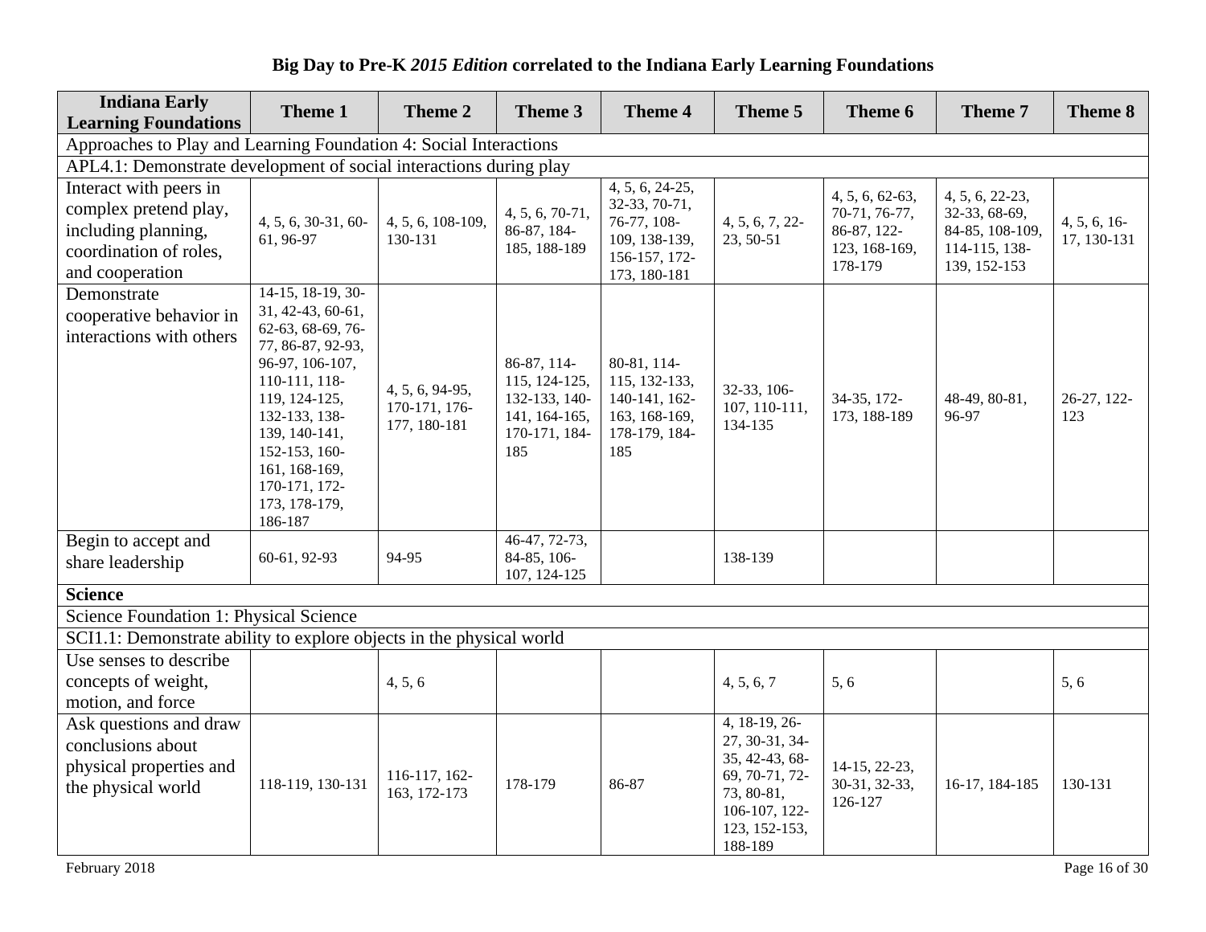**Big Day to Pre-K *2015 Edition* correlated to the Indiana Early Learning Foundations**

| Indiana Early Learning Foundations | Theme 1 | Theme 2 | Theme 3 | Theme 4 | Theme 5 | Theme 6 | Theme 7 | Theme 8 |
|---|---|---|---|---|---|---|---|---|
| Approaches to Play and Learning Foundation 4: Social Interactions | | | | | | | | |
| APL4.1: Demonstrate development of social interactions during play | | | | | | | | |
| Interact with peers in complex pretend play, including planning, coordination of roles, and cooperation | 4, 5, 6, 30-31, 60-61, 96-97 | 4, 5, 6, 108-109, 130-131 | 4, 5, 6, 70-71, 86-87, 184-185, 188-189 | 4, 5, 6, 24-25, 32-33, 70-71, 76-77, 108-109, 138-139, 156-157, 172-173, 180-181 | 4, 5, 6, 7, 22-23, 50-51 | 4, 5, 6, 62-63, 70-71, 76-77, 86-87, 122-123, 168-169, 178-179 | 4, 5, 6, 22-23, 32-33, 68-69, 84-85, 108-109, 114-115, 138-139, 152-153 | 4, 5, 6, 16-17, 130-131 |
| Demonstrate cooperative behavior in interactions with others | 14-15, 18-19, 30-31, 42-43, 60-61, 62-63, 68-69, 76-77, 86-87, 92-93, 96-97, 106-107, 110-111, 118-119, 124-125, 132-133, 138-139, 140-141, 152-153, 160-161, 168-169, 170-171, 172-173, 178-179, 186-187 | 4, 5, 6, 94-95, 170-171, 176-177, 180-181 | 86-87, 114-115, 124-125, 132-133, 140-141, 164-165, 170-171, 184-185 | 80-81, 114-115, 132-133, 140-141, 162-163, 168-169, 178-179, 184-185 | 32-33, 106-107, 110-111, 134-135 | 34-35, 172-173, 188-189 | 48-49, 80-81, 96-97 | 26-27, 122-123 |
| Begin to accept and share leadership | 60-61, 92-93 | 94-95 | 46-47, 72-73, 84-85, 106-107, 124-125 | | 138-139 | | | |
| **Science** | | | | | | | | |
| Science Foundation 1: Physical Science | | | | | | | | |
| SCI1.1: Demonstrate ability to explore objects in the physical world | | | | | | | | |
| Use senses to describe concepts of weight, motion, and force | | 4, 5, 6 | | | 4, 5, 6, 7 | 5, 6 | | 5, 6 |
| Ask questions and draw conclusions about physical properties and the physical world | 118-119, 130-131 | 116-117, 162-163, 172-173 | 178-179 | 86-87 | 4, 18-19, 26-27, 30-31, 34-35, 42-43, 68-69, 70-71, 72-73, 80-81, 106-107, 122-123, 152-153, 188-189 | 14-15, 22-23, 30-31, 32-33, 126-127 | 16-17, 184-185 | 130-131 |

February 2018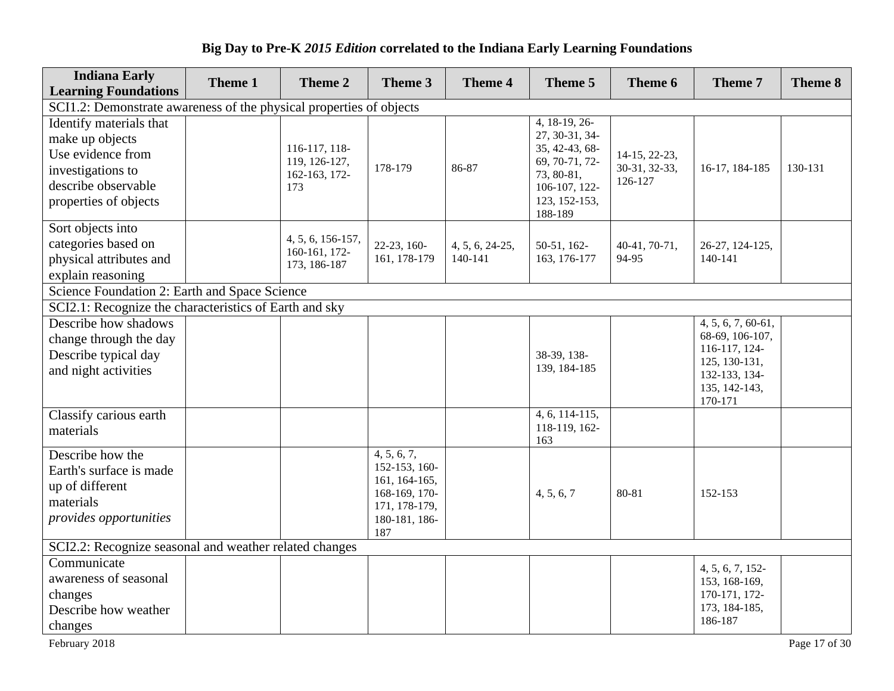**Big Day to Pre-K *2015 Edition* correlated to the Indiana Early Learning Foundations**

| Indiana Early Learning Foundations | Theme 1 | Theme 2 | Theme 3 | Theme 4 | Theme 5 | Theme 6 | Theme 7 | Theme 8 |
|---|---|---|---|---|---|---|---|---|
| SCI1.2: Demonstrate awareness of the physical properties of objects | | | | | | | | |
| Identify materials that make up objects<br>Use evidence from investigations to describe observable properties of objects | | 116-117, 118-119, 126-127, 162-163, 172-173 | 178-179 | 86-87 | 4, 18-19, 26-27, 30-31, 34-35, 42-43, 68-69, 70-71, 72-73, 80-81, 106-107, 122-123, 152-153, 188-189 | 14-15, 22-23, 30-31, 32-33, 126-127 | 16-17, 184-185 | 130-131 |
| Sort objects into categories based on physical attributes and explain reasoning | | 4, 5, 6, 156-157, 160-161, 172-173, 186-187 | 22-23, 160-161, 178-179 | 4, 5, 6, 24-25, 140-141 | 50-51, 162-163, 176-177 | 40-41, 70-71, 94-95 | 26-27, 124-125, 140-141 | |
| Science Foundation 2: Earth and Space Science | | | | | | | | |
| SCI2.1: Recognize the characteristics of Earth and sky | | | | | | | | |
| Describe how shadows change through the day<br>Describe typical day and night activities | | | | | 38-39, 138-139, 184-185 | | 4, 5, 6, 7, 60-61, 68-69, 106-107, 116-117, 124-125, 130-131, 132-133, 134-135, 142-143, 170-171 | |
| Classify carious earth materials | | | | | 4, 6, 114-115, 118-119, 162-163 | | | |
| Describe how the Earth's surface is made up of different materials<br>*provides opportunities* | | | 4, 5, 6, 7, 152-153, 160-161, 164-165, 168-169, 170-171, 178-179, 180-181, 186-187 | | 4, 5, 6, 7 | 80-81 | 152-153 | |
| SCI2.2: Recognize seasonal and weather related changes | | | | | | | | |
| Communicate awareness of seasonal changes<br>Describe how weather changes | | | | | | | 4, 5, 6, 7, 152-153, 168-169, 170-171, 172-173, 184-185, 186-187 | |

February 2018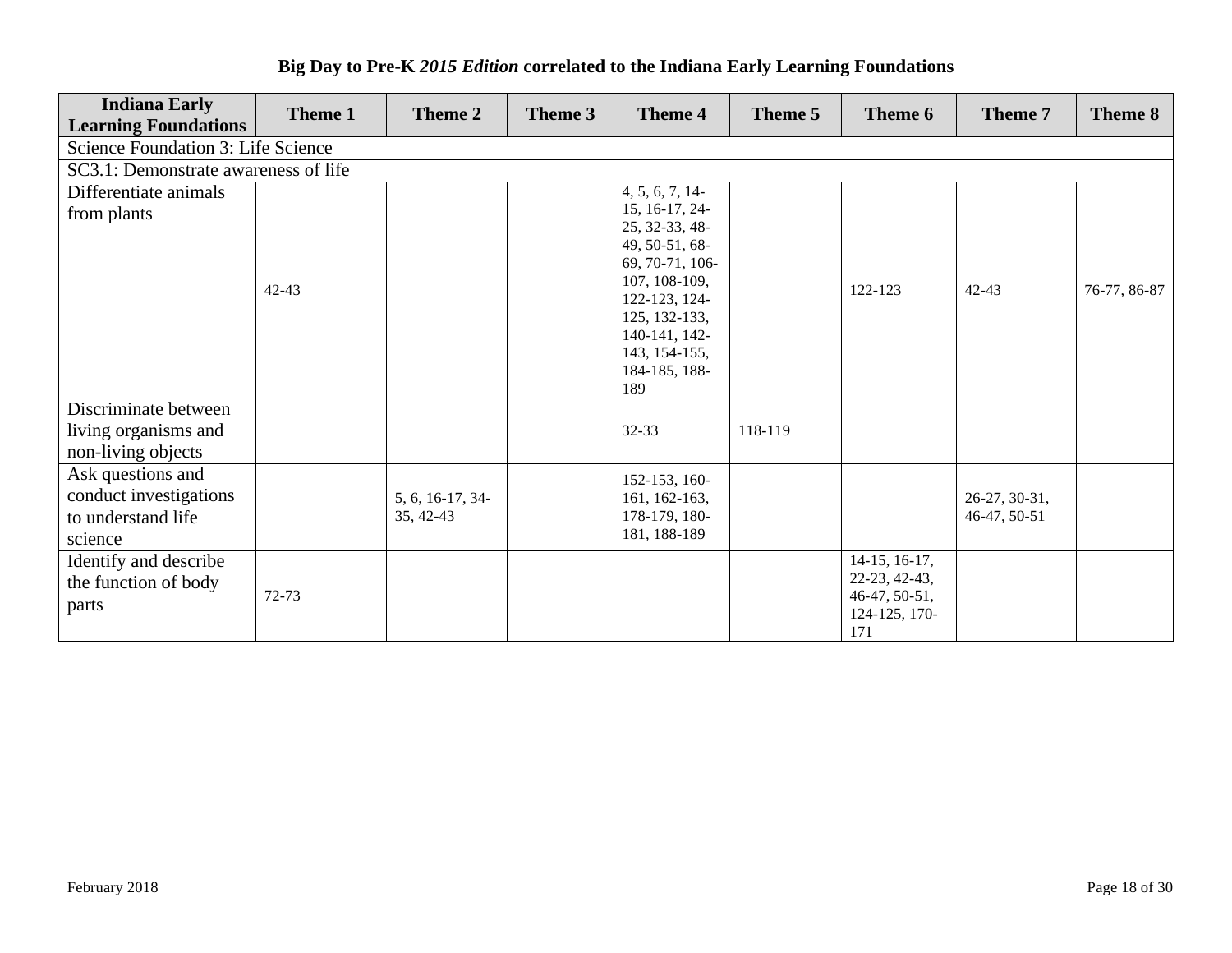# Big Day to Pre-K *2015 Edition* correlated to the Indiana Early Learning Foundations

| Indiana Early Learning Foundations | Theme 1 | Theme 2 | Theme 3 | Theme 4 | Theme 5 | Theme 6 | Theme 7 | Theme 8 |
|---|---|---|---|---|---|---|---|---|
| Science Foundation 3: Life Science | | | | | | | | |
| SC3.1: Demonstrate awareness of life | | | | | | | | |
| Differentiate animals from plants | 42-43 | | | 4, 5, 6, 7, 14-15, 16-17, 24-25, 32-33, 48-49, 50-51, 68-69, 70-71, 106-107, 108-109, 122-123, 124-125, 132-133, 140-141, 142-143, 154-155, 184-185, 188-189 | | 122-123 | 42-43 | 76-77, 86-87 |
| Discriminate between living organisms and non-living objects | | | | 32-33 | 118-119 | | | |
| Ask questions and conduct investigations to understand life science | | 5, 6, 16-17, 34-35, 42-43 | | 152-153, 160-161, 162-163, 178-179, 180-181, 188-189 | | | 26-27, 30-31, 46-47, 50-51 | |
| Identify and describe the function of body parts | 72-73 | | | | | 14-15, 16-17, 22-23, 42-43, 46-47, 50-51, 124-125, 170-171 | | |

February 2018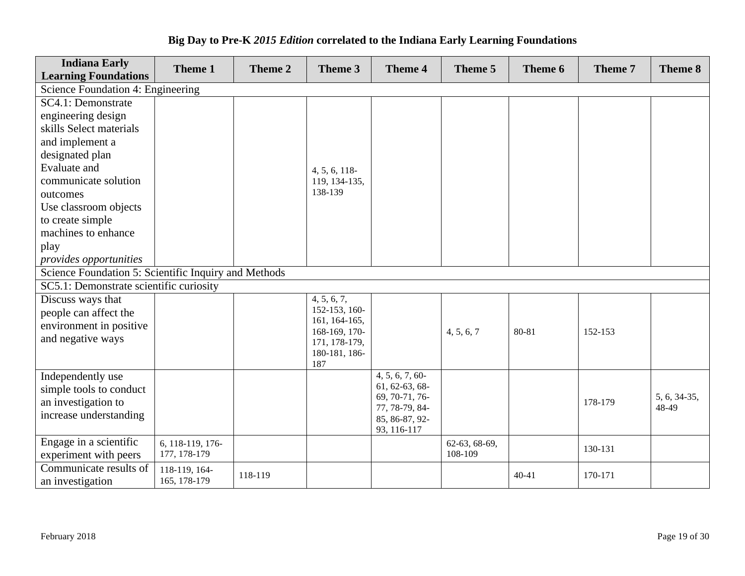**Big Day to Pre-K *2015 Edition* correlated to the Indiana Early Learning Foundations**

| Indiana Early Learning Foundations | Theme 1 | Theme 2 | Theme 3 | Theme 4 | Theme 5 | Theme 6 | Theme 7 | Theme 8 |
|---|---|---|---|---|---|---|---|---|
| Science Foundation 4: Engineering | | | | | | | | |
| SC4.1: Demonstrate engineering design skills Select materials and implement a designated plan Evaluate and communicate solution outcomes Use classroom objects to create simple machines to enhance play *provides opportunities* | | | 4, 5, 6, 118-119, 134-135, 138-139 | | | | | |
| Science Foundation 5: Scientific Inquiry and Methods | | | | | | | | |
| SC5.1: Demonstrate scientific curiosity | | | | | | | | |
| Discuss ways that people can affect the environment in positive and negative ways | | | 4, 5, 6, 7, 152-153, 160-161, 164-165, 168-169, 170-171, 178-179, 180-181, 186-187 | | 4, 5, 6, 7 | 80-81 | 152-153 | |
| Independently use simple tools to conduct an investigation to increase understanding | | | | 4, 5, 6, 7, 60-61, 62-63, 68-69, 70-71, 76-77, 78-79, 84-85, 86-87, 92-93, 116-117 | | | 178-179 | 5, 6, 34-35, 48-49 |
| Engage in a scientific experiment with peers | 6, 118-119, 176-177, 178-179 | | | | 62-63, 68-69, 108-109 | | 130-131 | |
| Communicate results of an investigation | 118-119, 164-165, 178-179 | 118-119 | | | | 40-41 | 170-171 | |

February 2018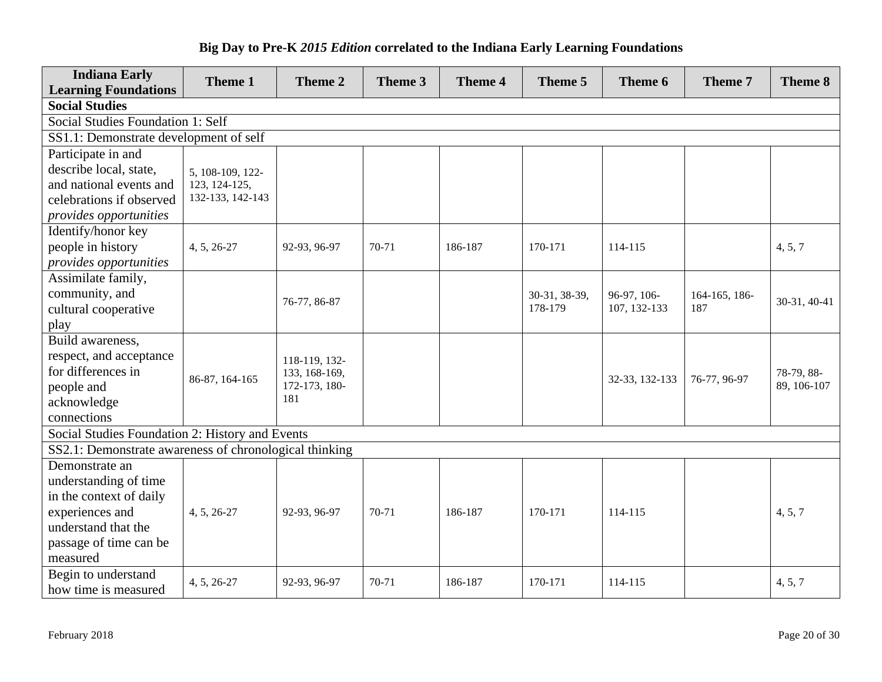**Big Day to Pre-K *2015 Edition* correlated to the Indiana Early Learning Foundations**

| Indiana Early Learning Foundations | Theme 1 | Theme 2 | Theme 3 | Theme 4 | Theme 5 | Theme 6 | Theme 7 | Theme 8 |
|---|---|---|---|---|---|---|---|---|
| **Social Studies** | | | | | | | | |
| Social Studies Foundation 1: Self | | | | | | | | |
| SS1.1: Demonstrate development of self | | | | | | | | |
| Participate in and describe local, state, and national events and celebrations if observed *provides opportunities* | 5, 108-109, 122-123, 124-125, 132-133, 142-143 | | | | | | | |
| Identify/honor key people in history *provides opportunities* | 4, 5, 26-27 | 92-93, 96-97 | 70-71 | 186-187 | 170-171 | 114-115 | | 4, 5, 7 |
| Assimilate family, community, and cultural cooperative play | | 76-77, 86-87 | | | 30-31, 38-39, 178-179 | 96-97, 106-107, 132-133 | 164-165, 186-187 | 30-31, 40-41 |
| Build awareness, respect, and acceptance for differences in people and acknowledge connections | 86-87, 164-165 | 118-119, 132-133, 168-169, 172-173, 180-181 | | | | 32-33, 132-133 | 76-77, 96-97 | 78-79, 88-89, 106-107 |
| Social Studies Foundation 2: History and Events | | | | | | | | |
| SS2.1: Demonstrate awareness of chronological thinking | | | | | | | | |
| Demonstrate an understanding of time in the context of daily experiences and understand that the passage of time can be measured | 4, 5, 26-27 | 92-93, 96-97 | 70-71 | 186-187 | 170-171 | 114-115 | | 4, 5, 7 |
| Begin to understand how time is measured | 4, 5, 26-27 | 92-93, 96-97 | 70-71 | 186-187 | 170-171 | 114-115 | | 4, 5, 7 |

February 2018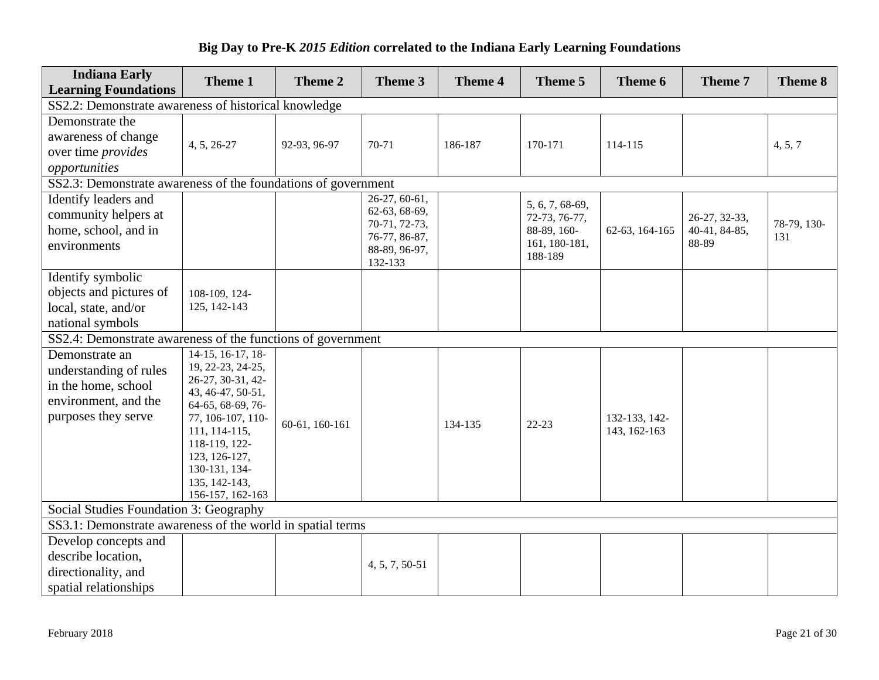**Big Day to Pre-K *2015 Edition* correlated to the Indiana Early Learning Foundations**

| Indiana Early Learning Foundations | Theme 1 | Theme 2 | Theme 3 | Theme 4 | Theme 5 | Theme 6 | Theme 7 | Theme 8 |
|---|---|---|---|---|---|---|---|---|
| SS2.2: Demonstrate awareness of historical knowledge | | | | | | | | |
| Demonstrate the awareness of change over time *provides opportunities* | 4, 5, 26-27 | 92-93, 96-97 | 70-71 | 186-187 | 170-171 | 114-115 | | 4, 5, 7 |
| SS2.3: Demonstrate awareness of the foundations of government | | | | | | | | |
| Identify leaders and community helpers at home, school, and in environments | | | 26-27, 60-61, 62-63, 68-69, 70-71, 72-73, 76-77, 86-87, 88-89, 96-97, 132-133 | | 5, 6, 7, 68-69, 72-73, 76-77, 88-89, 160-161, 180-181, 188-189 | 62-63, 164-165 | 26-27, 32-33, 40-41, 84-85, 88-89 | 78-79, 130-131 |
| Identify symbolic objects and pictures of local, state, and/or national symbols | 108-109, 124-125, 142-143 | | | | | | | |
| SS2.4: Demonstrate awareness of the functions of government | | | | | | | | |
| Demonstrate an understanding of rules in the home, school environment, and the purposes they serve | 14-15, 16-17, 18-19, 22-23, 24-25, 26-27, 30-31, 42-43, 46-47, 50-51, 64-65, 68-69, 76-77, 106-107, 110-111, 114-115, 118-119, 122-123, 126-127, 130-131, 134-135, 142-143, 156-157, 162-163 | 60-61, 160-161 | | 134-135 | 22-23 | 132-133, 142-143, 162-163 | | |
| Social Studies Foundation 3: Geography | | | | | | | | |
| SS3.1: Demonstrate awareness of the world in spatial terms | | | | | | | | |
| Develop concepts and describe location, directionality, and spatial relationships | | | 4, 5, 7, 50-51 | | | | | |

February 2018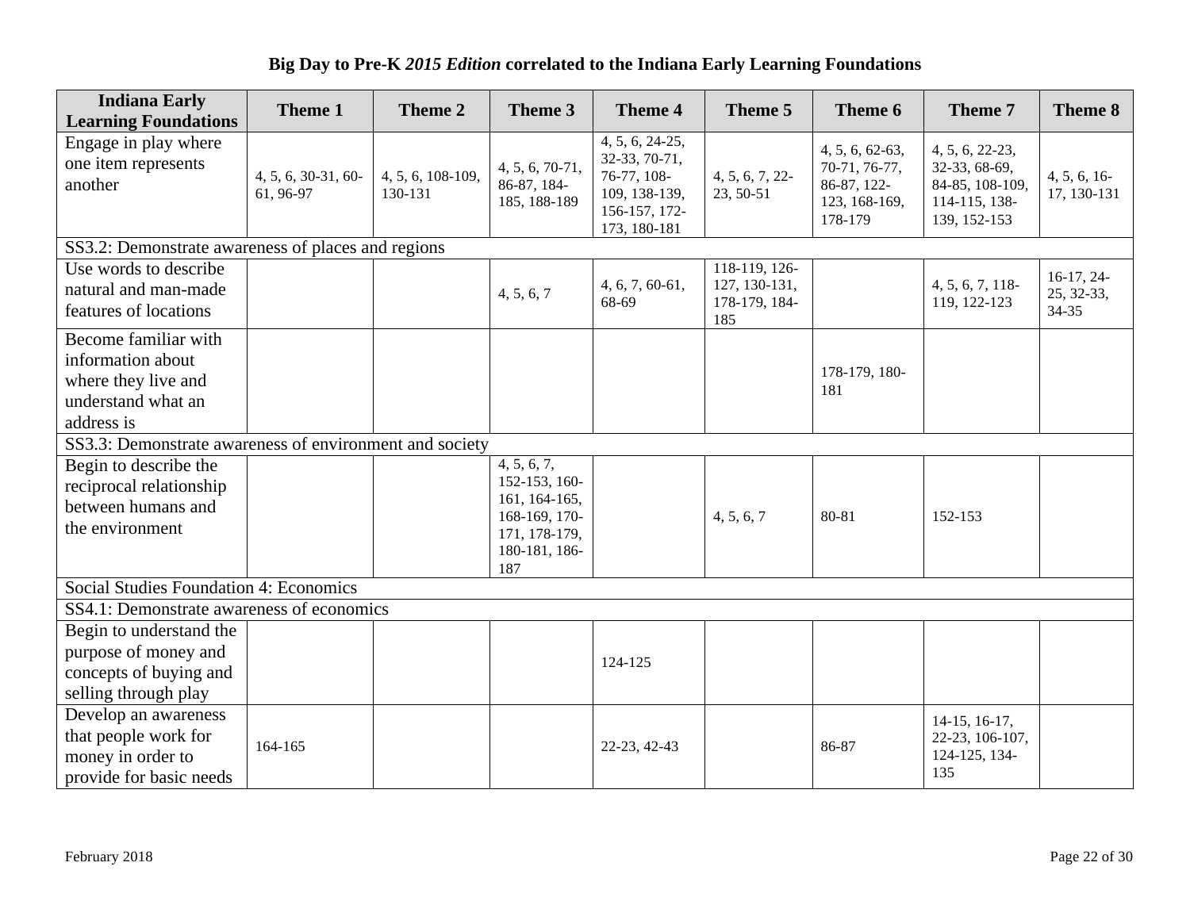**Big Day to Pre-K *2015 Edition* correlated to the Indiana Early Learning Foundations**

| Indiana Early Learning Foundations | Theme 1 | Theme 2 | Theme 3 | Theme 4 | Theme 5 | Theme 6 | Theme 7 | Theme 8 |
|---|---|---|---|---|---|---|---|---|
| Engage in play where one item represents another | 4, 5, 6, 30-31, 60-61, 96-97 | 4, 5, 6, 108-109, 130-131 | 4, 5, 6, 70-71, 86-87, 184-185, 188-189 | 4, 5, 6, 24-25, 32-33, 70-71, 76-77, 108-109, 138-139, 156-157, 172-173, 180-181 | 4, 5, 6, 7, 22-23, 50-51 | 4, 5, 6, 62-63, 70-71, 76-77, 86-87, 122-123, 168-169, 178-179 | 4, 5, 6, 22-23, 32-33, 68-69, 84-85, 108-109, 114-115, 138-139, 152-153 | 4, 5, 6, 16-17, 130-131 |
| SS3.2: Demonstrate awareness of places and regions | | | | | | | | |
| Use words to describe natural and man-made features of locations | | | 4, 5, 6, 7 | 4, 6, 7, 60-61, 68-69 | 118-119, 126-127, 130-131, 178-179, 184-185 | | 4, 5, 6, 7, 118-119, 122-123 | 16-17, 24-25, 32-33, 34-35 |
| Become familiar with information about where they live and understand what an address is | | | | | | 178-179, 180-181 | | |
| SS3.3: Demonstrate awareness of environment and society | | | | | | | | |
| Begin to describe the reciprocal relationship between humans and the environment | | | 4, 5, 6, 7, 152-153, 160-161, 164-165, 168-169, 170-171, 178-179, 180-181, 186-187 | | 4, 5, 6, 7 | 80-81 | 152-153 | |
| Social Studies Foundation 4: Economics | | | | | | | | |
| SS4.1: Demonstrate awareness of economics | | | | | | | | |
| Begin to understand the purpose of money and concepts of buying and selling through play | | | | 124-125 | | | | |
| Develop an awareness that people work for money in order to provide for basic needs | 164-165 | | | 22-23, 42-43 | | 86-87 | 14-15, 16-17, 22-23, 106-107, 124-125, 134-135 | |

February 2018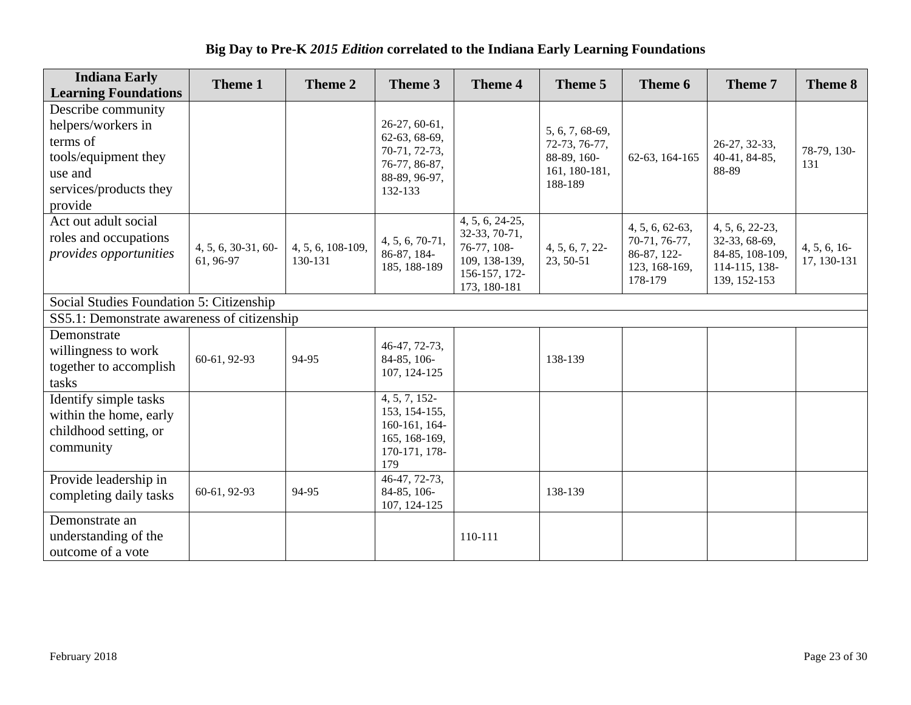# Big Day to Pre-K *2015 Edition* correlated to the Indiana Early Learning Foundations

| Indiana Early Learning Foundations | Theme 1 | Theme 2 | Theme 3 | Theme 4 | Theme 5 | Theme 6 | Theme 7 | Theme 8 |
|---|---|---|---|---|---|---|---|---|
| Describe community helpers/workers in terms of tools/equipment they use and services/products they provide | | | 26-27, 60-61, 62-63, 68-69, 70-71, 72-73, 76-77, 86-87, 88-89, 96-97, 132-133 | | 5, 6, 7, 68-69, 72-73, 76-77, 88-89, 160-161, 180-181, 188-189 | 62-63, 164-165 | 26-27, 32-33, 40-41, 84-85, 88-89 | 78-79, 130-131 |
| Act out adult social roles and occupations *provides opportunities* | 4, 5, 6, 30-31, 60-61, 96-97 | 4, 5, 6, 108-109, 130-131 | 4, 5, 6, 70-71, 86-87, 184-185, 188-189 | 4, 5, 6, 24-25, 32-33, 70-71, 76-77, 108-109, 138-139, 156-157, 172-173, 180-181 | 4, 5, 6, 7, 22-23, 50-51 | 4, 5, 6, 62-63, 70-71, 76-77, 86-87, 122-123, 168-169, 178-179 | 4, 5, 6, 22-23, 32-33, 68-69, 84-85, 108-109, 114-115, 138-139, 152-153 | 4, 5, 6, 16-17, 130-131 |
| Social Studies Foundation 5: Citizenship | | | | | | | | |
| SS5.1: Demonstrate awareness of citizenship | | | | | | | | |
| Demonstrate willingness to work together to accomplish tasks | 60-61, 92-93 | 94-95 | 46-47, 72-73, 84-85, 106-107, 124-125 | | 138-139 | | | |
| Identify simple tasks within the home, early childhood setting, or community | | | 4, 5, 7, 152-153, 154-155, 160-161, 164-165, 168-169, 170-171, 178-179 | | | | | |
| Provide leadership in completing daily tasks | 60-61, 92-93 | 94-95 | 46-47, 72-73, 84-85, 106-107, 124-125 | | 138-139 | | | |
| Demonstrate an understanding of the outcome of a vote | | | | 110-111 | | | | |

February 2018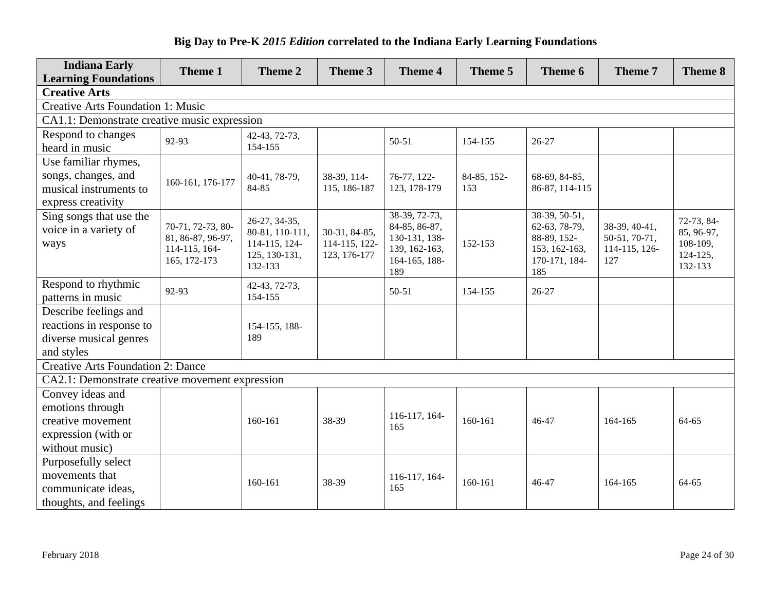**Big Day to Pre-K *2015 Edition* correlated to the Indiana Early Learning Foundations**

| Indiana Early Learning Foundations | Theme 1 | Theme 2 | Theme 3 | Theme 4 | Theme 5 | Theme 6 | Theme 7 | Theme 8 |
|---|---|---|---|---|---|---|---|---|
| **Creative Arts** | | | | | | | | |
| Creative Arts Foundation 1: Music | | | | | | | | |
| CA1.1: Demonstrate creative music expression | | | | | | | | |
| Respond to changes heard in music | 92-93 | 42-43, 72-73, 154-155 | | 50-51 | 154-155 | 26-27 | | |
| Use familiar rhymes, songs, changes, and musical instruments to express creativity | 160-161, 176-177 | 40-41, 78-79, 84-85 | 38-39, 114-115, 186-187 | 76-77, 122-123, 178-179 | 84-85, 152-153 | 68-69, 84-85, 86-87, 114-115 | | |
| Sing songs that use the voice in a variety of ways | 70-71, 72-73, 80-81, 86-87, 96-97, 114-115, 164-165, 172-173 | 26-27, 34-35, 80-81, 110-111, 114-115, 124-125, 130-131, 132-133 | 30-31, 84-85, 114-115, 122-123, 176-177 | 38-39, 72-73, 84-85, 86-87, 130-131, 138-139, 162-163, 164-165, 188-189 | 152-153 | 38-39, 50-51, 62-63, 78-79, 88-89, 152-153, 162-163, 170-171, 184-185 | 38-39, 40-41, 50-51, 70-71, 114-115, 126-127 | 72-73, 84-85, 96-97, 108-109, 124-125, 132-133 |
| Respond to rhythmic patterns in music | 92-93 | 42-43, 72-73, 154-155 | | 50-51 | 154-155 | 26-27 | | |
| Describe feelings and reactions in response to diverse musical genres and styles | | 154-155, 188-189 | | | | | | |
| Creative Arts Foundation 2: Dance | | | | | | | | |
| CA2.1: Demonstrate creative movement expression | | | | | | | | |
| Convey ideas and emotions through creative movement expression (with or without music) | | 160-161 | 38-39 | 116-117, 164-165 | 160-161 | 46-47 | 164-165 | 64-65 |
| Purposefully select movements that communicate ideas, thoughts, and feelings | | 160-161 | 38-39 | 116-117, 164-165 | 160-161 | 46-47 | 164-165 | 64-65 |

February 2018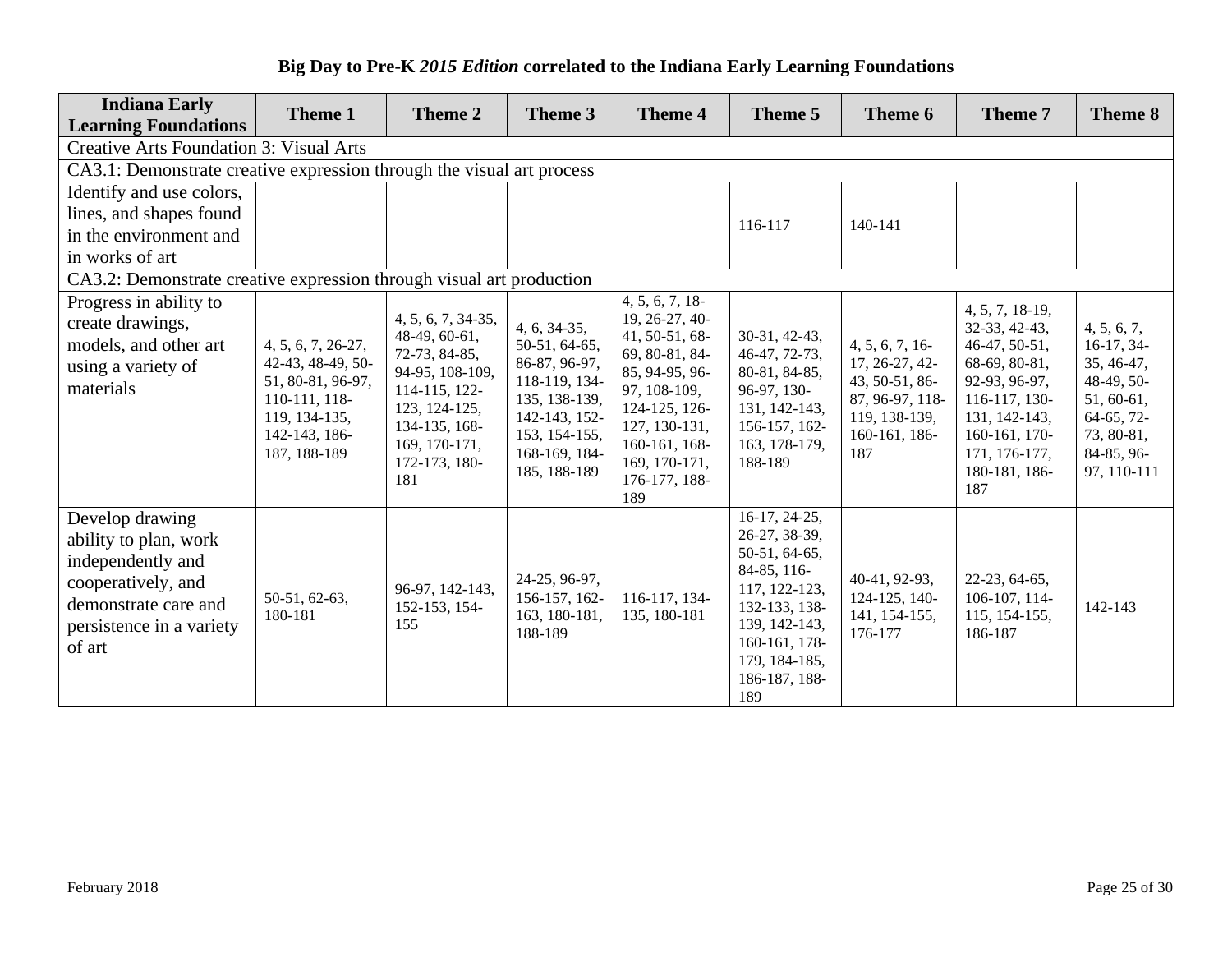# Big Day to Pre-K *2015 Edition* correlated to the Indiana Early Learning Foundations

| Indiana Early Learning Foundations | Theme 1 | Theme 2 | Theme 3 | Theme 4 | Theme 5 | Theme 6 | Theme 7 | Theme 8 |
|---|---|---|---|---|---|---|---|---|
| Creative Arts Foundation 3: Visual Arts | | | | | | | | |
| CA3.1: Demonstrate creative expression through the visual art process | | | | | | | | |
| Identify and use colors, lines, and shapes found in the environment and in works of art | | | | | 116-117 | 140-141 | | |
| CA3.2: Demonstrate creative expression through visual art production | | | | | | | | |
| Progress in ability to create drawings, models, and other art using a variety of materials | 4, 5, 6, 7, 26-27, 42-43, 48-49, 50-51, 80-81, 96-97, 110-111, 118-119, 134-135, 142-143, 186-187, 188-189 | 4, 5, 6, 7, 34-35, 48-49, 60-61, 72-73, 84-85, 94-95, 108-109, 114-115, 122-123, 124-125, 134-135, 168-169, 170-171, 172-173, 180-181 | 4, 6, 34-35, 50-51, 64-65, 86-87, 96-97, 118-119, 134-135, 138-139, 142-143, 152-153, 154-155, 168-169, 184-185, 188-189 | 4, 5, 6, 7, 18-19, 26-27, 40-41, 50-51, 68-69, 80-81, 84-85, 94-95, 96-97, 108-109, 124-125, 126-127, 130-131, 160-161, 168-169, 170-171, 176-177, 188-189 | 30-31, 42-43, 46-47, 72-73, 80-81, 84-85, 96-97, 130-131, 142-143, 156-157, 162-163, 178-179, 188-189 | 4, 5, 6, 7, 16-17, 26-27, 42-43, 50-51, 86-87, 96-97, 118-119, 138-139, 160-161, 186-187 | 4, 5, 7, 18-19, 32-33, 42-43, 46-47, 50-51, 68-69, 80-81, 92-93, 96-97, 116-117, 130-131, 142-143, 160-161, 170-171, 176-177, 180-181, 186-187 | 4, 5, 6, 7, 16-17, 34-35, 46-47, 48-49, 50-51, 60-61, 64-65, 72-73, 80-81, 84-85, 96-97, 110-111 |
| Develop drawing ability to plan, work independently and cooperatively, and demonstrate care and persistence in a variety of art | 50-51, 62-63, 180-181 | 96-97, 142-143, 152-153, 154-155 | 24-25, 96-97, 156-157, 162-163, 180-181, 188-189 | 116-117, 134-135, 180-181 | 16-17, 24-25, 26-27, 38-39, 50-51, 64-65, 84-85, 116-117, 122-123, 132-133, 138-139, 142-143, 160-161, 178-179, 184-185, 186-187, 188-189 | 40-41, 92-93, 124-125, 140-141, 154-155, 176-177 | 22-23, 64-65, 106-107, 114-115, 154-155, 186-187 | 142-143 |

February 2018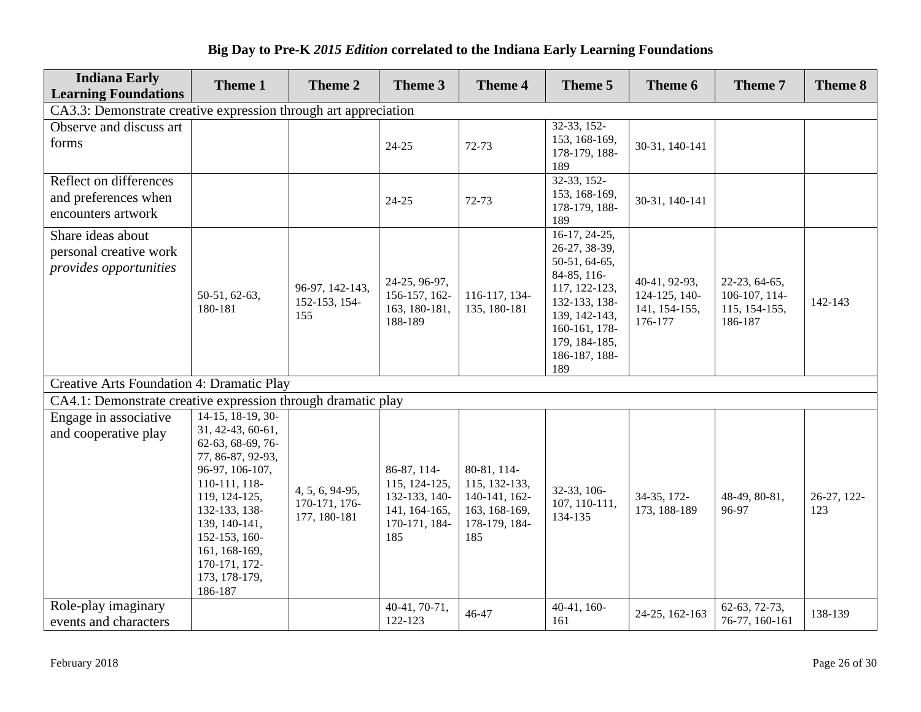**Big Day to Pre-K *2015 Edition* correlated to the Indiana Early Learning Foundations**

| Indiana Early Learning Foundations | Theme 1 | Theme 2 | Theme 3 | Theme 4 | Theme 5 | Theme 6 | Theme 7 | Theme 8 |
|---|---|---|---|---|---|---|---|---|
| CA3.3: Demonstrate creative expression through art appreciation | | | | | | | | |
| Observe and discuss art forms | | | 24-25 | 72-73 | 32-33, 152-153, 168-169, 178-179, 188-189 | 30-31, 140-141 | | |
| Reflect on differences and preferences when encounters artwork | | | 24-25 | 72-73 | 32-33, 152-153, 168-169, 178-179, 188-189 | 30-31, 140-141 | | |
| Share ideas about personal creative work *provides opportunities* | 50-51, 62-63, 180-181 | 96-97, 142-143, 152-153, 154-155 | 24-25, 96-97, 156-157, 162-163, 180-181, 188-189 | 116-117, 134-135, 180-181 | 16-17, 24-25, 26-27, 38-39, 50-51, 64-65, 84-85, 116-117, 122-123, 132-133, 138-139, 142-143, 160-161, 178-179, 184-185, 186-187, 188-189 | 40-41, 92-93, 124-125, 140-141, 154-155, 176-177 | 22-23, 64-65, 106-107, 114-115, 154-155, 186-187 | 142-143 |
| Creative Arts Foundation 4: Dramatic Play | | | | | | | | |
| CA4.1: Demonstrate creative expression through dramatic play | | | | | | | | |
| Engage in associative and cooperative play | 14-15, 18-19, 30-31, 42-43, 60-61, 62-63, 68-69, 76-77, 86-87, 92-93, 96-97, 106-107, 110-111, 118-119, 124-125, 132-133, 138-139, 140-141, 152-153, 160-161, 168-169, 170-171, 172-173, 178-179, 186-187 | 4, 5, 6, 94-95, 170-171, 176-177, 180-181 | 86-87, 114-115, 124-125, 132-133, 140-141, 164-165, 170-171, 184-185 | 80-81, 114-115, 132-133, 140-141, 162-163, 168-169, 178-179, 184-185 | 32-33, 106-107, 110-111, 134-135 | 34-35, 172-173, 188-189 | 48-49, 80-81, 96-97 | 26-27, 122-123 |
| Role-play imaginary events and characters | | | 40-41, 70-71, 122-123 | 46-47 | 40-41, 160-161 | 24-25, 162-163 | 62-63, 72-73, 76-77, 160-161 | 138-139 |

February 2018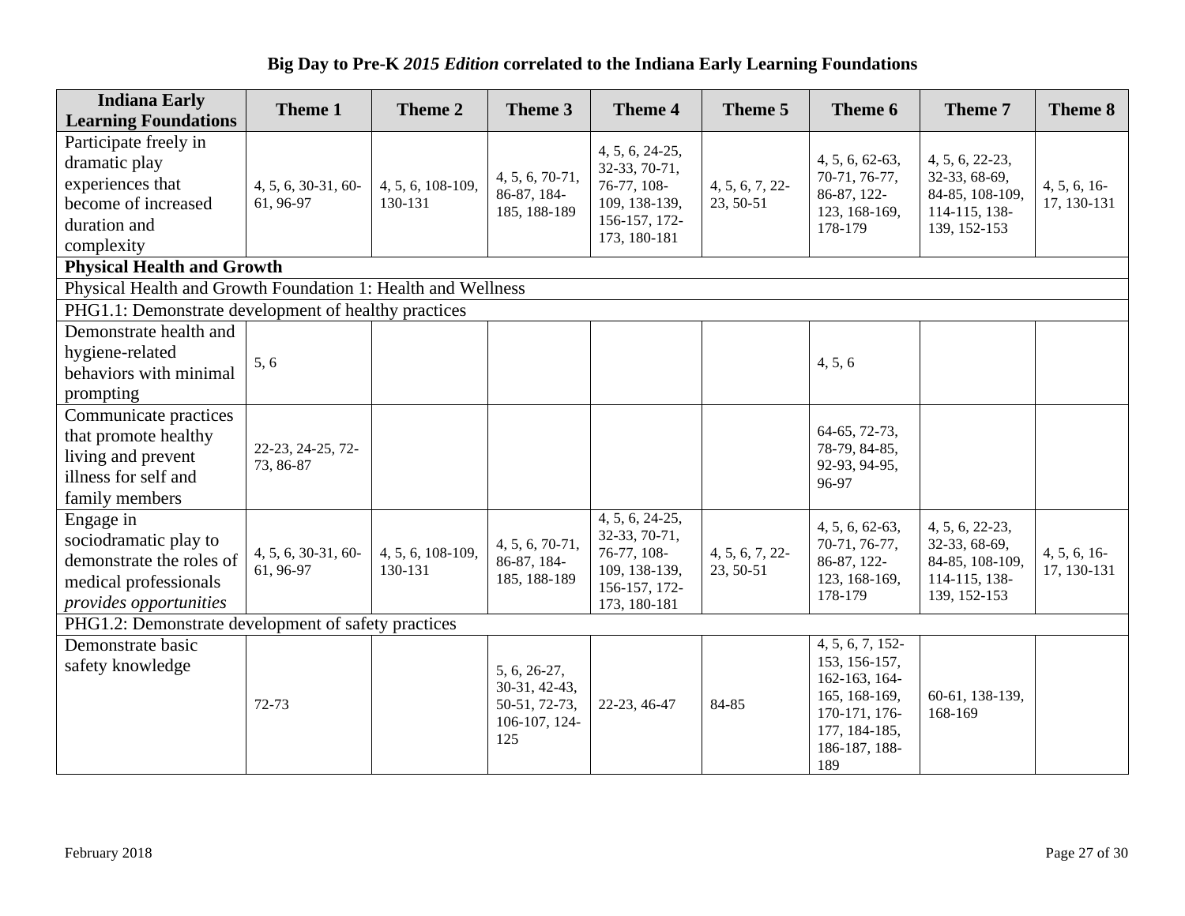## Big Day to Pre-K *2015 Edition* correlated to the Indiana Early Learning Foundations

| Indiana Early Learning Foundations | Theme 1 | Theme 2 | Theme 3 | Theme 4 | Theme 5 | Theme 6 | Theme 7 | Theme 8 |
|---|---|---|---|---|---|---|---|---|
| Participate freely in dramatic play experiences that become of increased duration and complexity | 4, 5, 6, 30-31, 60-61, 96-97 | 4, 5, 6, 108-109, 130-131 | 4, 5, 6, 70-71, 86-87, 184-185, 188-189 | 4, 5, 6, 24-25, 32-33, 70-71, 76-77, 108-109, 138-139, 156-157, 172-173, 180-181 | 4, 5, 6, 7, 22-23, 50-51 | 4, 5, 6, 62-63, 70-71, 76-77, 86-87, 122-123, 168-169, 178-179 | 4, 5, 6, 22-23, 32-33, 68-69, 84-85, 108-109, 114-115, 138-139, 152-153 | 4, 5, 6, 16-17, 130-131 |
| **Physical Health and Growth** | | | | | | | | |
| Physical Health and Growth Foundation 1: Health and Wellness | | | | | | | | |
| PHG1.1: Demonstrate development of healthy practices | | | | | | | | |
| Demonstrate health and hygiene-related behaviors with minimal prompting | 5, 6 | | | | | 4, 5, 6 | | |
| Communicate practices that promote healthy living and prevent illness for self and family members | 22-23, 24-25, 72-73, 86-87 | | | | | 64-65, 72-73, 78-79, 84-85, 92-93, 94-95, 96-97 | | |
| Engage in sociodramatic play to demonstrate the roles of medical professionals *provides opportunities* | 4, 5, 6, 30-31, 60-61, 96-97 | 4, 5, 6, 108-109, 130-131 | 4, 5, 6, 70-71, 86-87, 184-185, 188-189 | 4, 5, 6, 24-25, 32-33, 70-71, 76-77, 108-109, 138-139, 156-157, 172-173, 180-181 | 4, 5, 6, 7, 22-23, 50-51 | 4, 5, 6, 62-63, 70-71, 76-77, 86-87, 122-123, 168-169, 178-179 | 4, 5, 6, 22-23, 32-33, 68-69, 84-85, 108-109, 114-115, 138-139, 152-153 | 4, 5, 6, 16-17, 130-131 |
| PHG1.2: Demonstrate development of safety practices | | | | | | | | |
| Demonstrate basic safety knowledge | 72-73 | | 5, 6, 26-27, 30-31, 42-43, 50-51, 72-73, 106-107, 124-125 | 22-23, 46-47 | 84-85 | 4, 5, 6, 7, 152-153, 156-157, 162-163, 164-165, 168-169, 170-171, 176-177, 184-185, 186-187, 188-189 | 60-61, 138-139, 168-169 | |

February 2018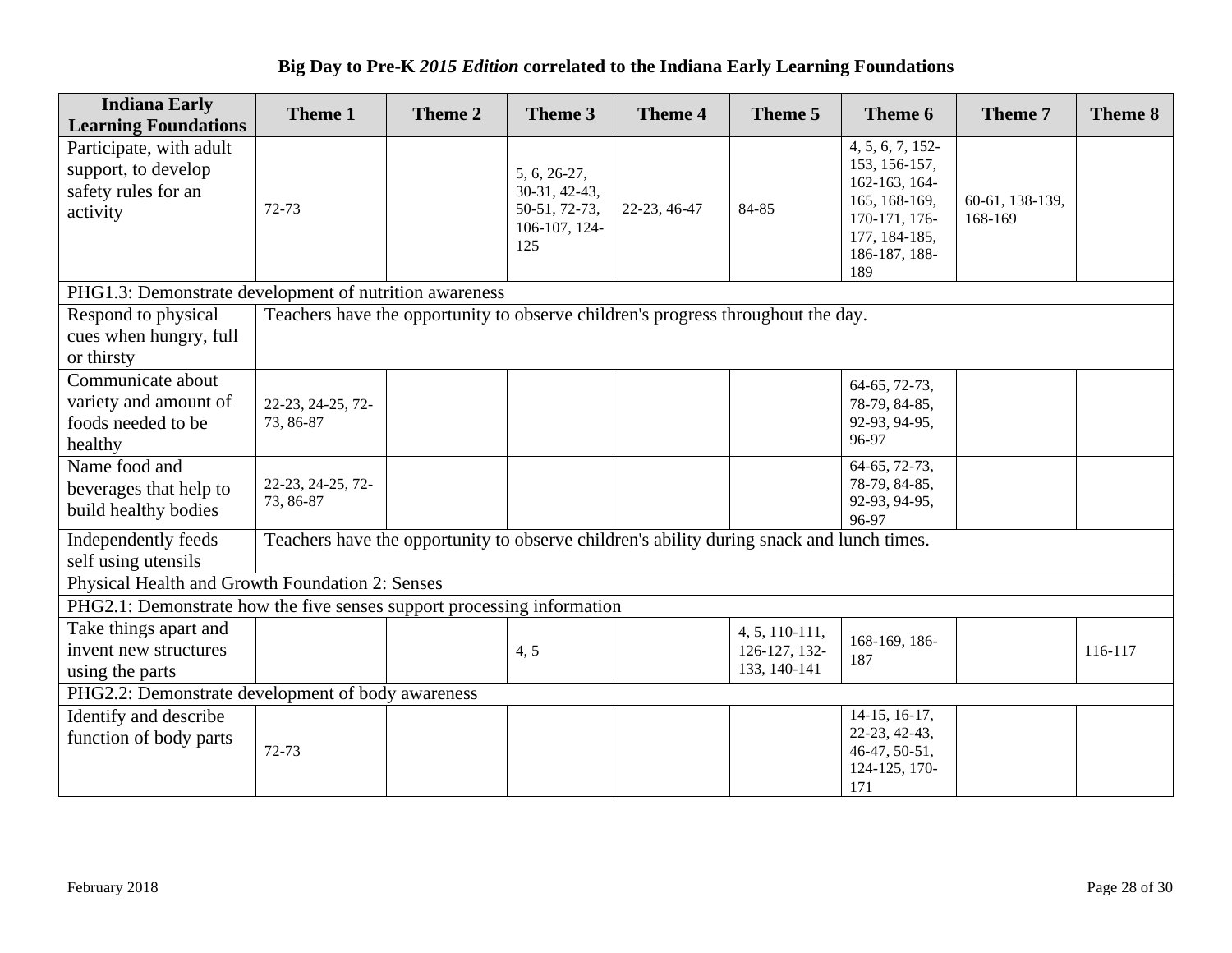## Big Day to Pre-K *2015 Edition* correlated to the Indiana Early Learning Foundations

| Indiana Early Learning Foundations | Theme 1 | Theme 2 | Theme 3 | Theme 4 | Theme 5 | Theme 6 | Theme 7 | Theme 8 |
|---|---|---|---|---|---|---|---|---|
| Participate, with adult support, to develop safety rules for an activity | 72-73 | | 5, 6, 26-27, 30-31, 42-43, 50-51, 72-73, 106-107, 124-125 | 22-23, 46-47 | 84-85 | 4, 5, 6, 7, 152-153, 156-157, 162-163, 164-165, 168-169, 170-171, 176-177, 184-185, 186-187, 188-189 | 60-61, 138-139, 168-169 | |
| PHG1.3: Demonstrate development of nutrition awareness | | | | | | | | |
| Respond to physical cues when hungry, full or thirsty | Teachers have the opportunity to observe children's progress throughout the day. | | | | | | | |
| Communicate about variety and amount of foods needed to be healthy | 22-23, 24-25, 72-73, 86-87 | | | | | 64-65, 72-73, 78-79, 84-85, 92-93, 94-95, 96-97 | | |
| Name food and beverages that help to build healthy bodies | 22-23, 24-25, 72-73, 86-87 | | | | | 64-65, 72-73, 78-79, 84-85, 92-93, 94-95, 96-97 | | |
| Independently feeds self using utensils | Teachers have the opportunity to observe children's ability during snack and lunch times. | | | | | | | |
| Physical Health and Growth Foundation 2: Senses | | | | | | | | |
| PHG2.1: Demonstrate how the five senses support processing information | | | | | | | | |
| Take things apart and invent new structures using the parts | | | 4, 5 | | 4, 5, 110-111, 126-127, 132-133, 140-141 | 168-169, 186-187 | | 116-117 |
| PHG2.2: Demonstrate development of body awareness | | | | | | | | |
| Identify and describe function of body parts | 72-73 | | | | | 14-15, 16-17, 22-23, 42-43, 46-47, 50-51, 124-125, 170-171 | | |

February 2018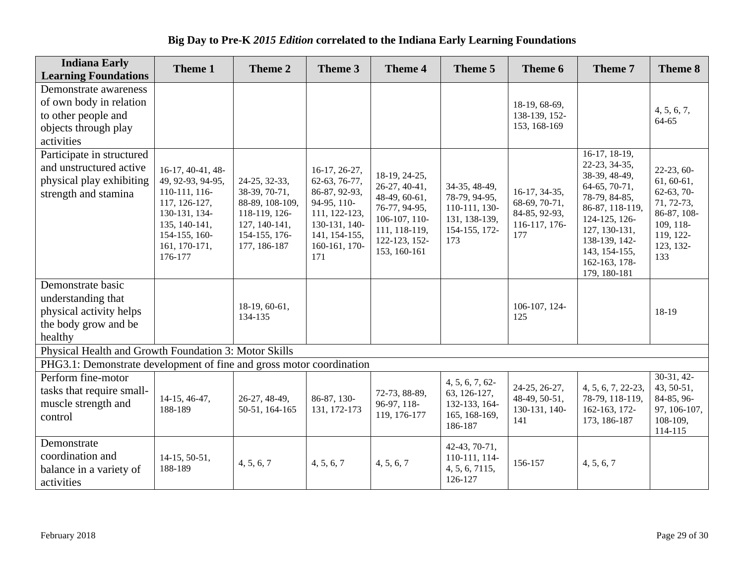**Big Day to Pre-K *2015 Edition* correlated to the Indiana Early Learning Foundations**

| Indiana Early Learning Foundations | Theme 1 | Theme 2 | Theme 3 | Theme 4 | Theme 5 | Theme 6 | Theme 7 | Theme 8 |
|---|---|---|---|---|---|---|---|---|
| Demonstrate awareness of own body in relation to other people and objects through play activities | | | | | | 18-19, 68-69, 138-139, 152-153, 168-169 | | 4, 5, 6, 7, 64-65 |
| Participate in structured and unstructured active physical play exhibiting strength and stamina | 16-17, 40-41, 48-49, 92-93, 94-95, 110-111, 116-117, 126-127, 130-131, 134-135, 140-141, 154-155, 160-161, 170-171, 176-177 | 24-25, 32-33, 38-39, 70-71, 88-89, 108-109, 118-119, 126-127, 140-141, 154-155, 176-177, 186-187 | 16-17, 26-27, 62-63, 76-77, 86-87, 92-93, 94-95, 110-111, 122-123, 130-131, 140-141, 154-155, 160-161, 170-171 | 18-19, 24-25, 26-27, 40-41, 48-49, 60-61, 76-77, 94-95, 106-107, 110-111, 118-119, 122-123, 152-153, 160-161 | 34-35, 48-49, 78-79, 94-95, 110-111, 130-131, 138-139, 154-155, 172-173 | 16-17, 34-35, 68-69, 70-71, 84-85, 92-93, 116-117, 176-177 | 16-17, 18-19, 22-23, 34-35, 38-39, 48-49, 64-65, 70-71, 78-79, 84-85, 86-87, 118-119, 124-125, 126-127, 130-131, 138-139, 142-143, 154-155, 162-163, 178-179, 180-181 | 22-23, 60-61, 60-61, 62-63, 70-71, 72-73, 86-87, 108-109, 118-119, 122-123, 132-133 |
| Demonstrate basic understanding that physical activity helps the body grow and be healthy | | 18-19, 60-61, 134-135 | | | | 106-107, 124-125 | | 18-19 |
| Physical Health and Growth Foundation 3: Motor Skills | | | | | | | | |
| PHG3.1: Demonstrate development of fine and gross motor coordination | | | | | | | | |
| Perform fine-motor tasks that require small-muscle strength and control | 14-15, 46-47, 188-189 | 26-27, 48-49, 50-51, 164-165 | 86-87, 130-131, 172-173 | 72-73, 88-89, 96-97, 118-119, 176-177 | 4, 5, 6, 7, 62-63, 126-127, 132-133, 164-165, 168-169, 186-187 | 24-25, 26-27, 48-49, 50-51, 130-131, 140-141 | 4, 5, 6, 7, 22-23, 78-79, 118-119, 162-163, 172-173, 186-187 | 30-31, 42-43, 50-51, 84-85, 96-97, 106-107, 108-109, 114-115 |
| Demonstrate coordination and balance in a variety of activities | 14-15, 50-51, 188-189 | 4, 5, 6, 7 | 4, 5, 6, 7 | 4, 5, 6, 7 | 42-43, 70-71, 110-111, 114-4, 5, 6, 7115, 126-127 | 156-157 | 4, 5, 6, 7 | |

February 2018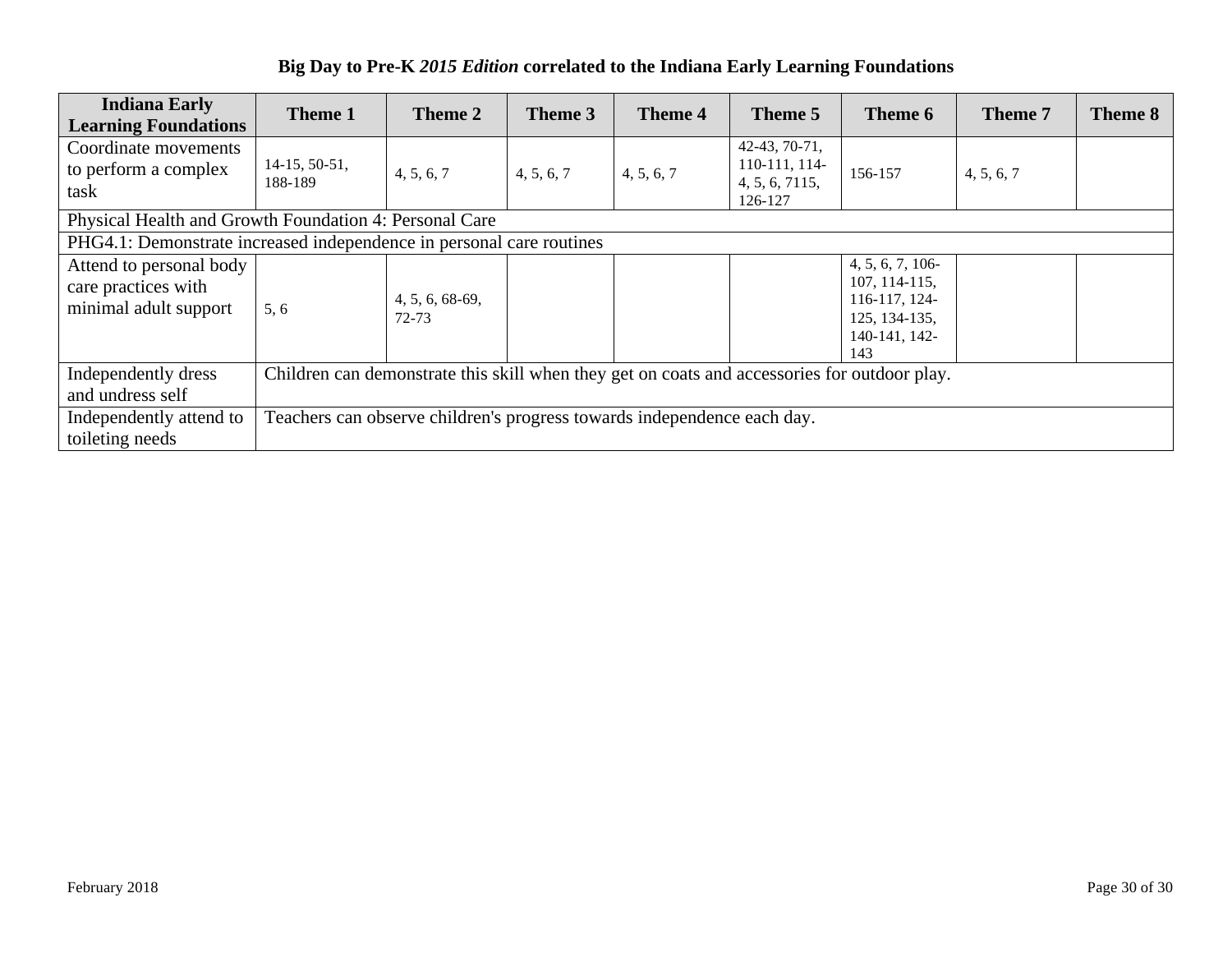**Big Day to Pre-K *2015 Edition* correlated to the Indiana Early Learning Foundations**

| Indiana Early Learning Foundations | Theme 1 | Theme 2 | Theme 3 | Theme 4 | Theme 5 | Theme 6 | Theme 7 | Theme 8 |
|---|---|---|---|---|---|---|---|---|
| Coordinate movements to perform a complex task | 14-15, 50-51, 188-189 | 4, 5, 6, 7 | 4, 5, 6, 7 | 4, 5, 6, 7 | 42-43, 70-71, 110-111, 114-4, 5, 6, 7115, 126-127 | 156-157 | 4, 5, 6, 7 | |
| Physical Health and Growth Foundation 4: Personal Care | | | | | | | | |
| PHG4.1: Demonstrate increased independence in personal care routines | | | | | | | | |
| Attend to personal body care practices with minimal adult support | 5, 6 | 4, 5, 6, 68-69, 72-73 | | | | 4, 5, 6, 7, 106-107, 114-115, 116-117, 124-125, 134-135, 140-141, 142-143 | | |
| Independently dress and undress self | Children can demonstrate this skill when they get on coats and accessories for outdoor play. | | | | | | | |
| Independently attend to toileting needs | Teachers can observe children's progress towards independence each day. | | | | | | | |

February 2018